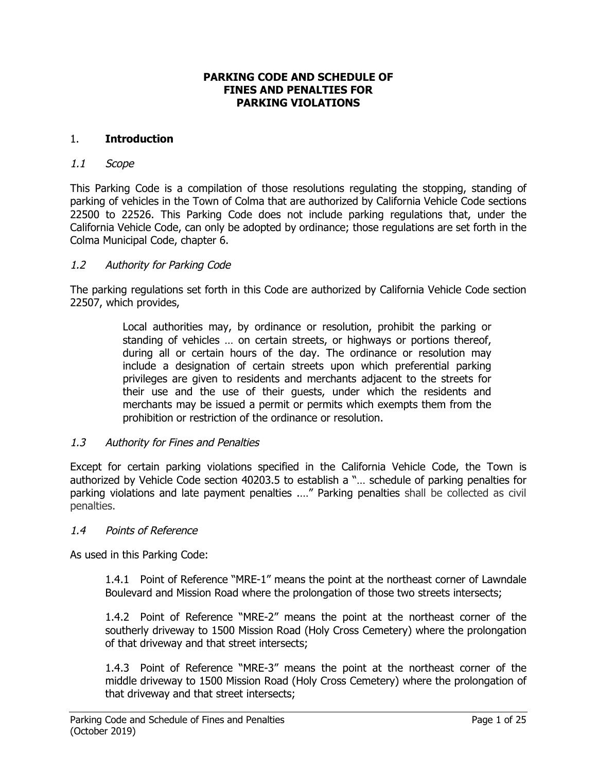# PARKING CODE AND SCHEDULE OF FINES AND PENALTIES FOR PARKING VIOLATIONS

## 1. **Introduction**

### *1.1 Scope*

This Parking Code is a compilation of those resolutions regulating the stopping, standing of parking of vehicles in the Town of Colma that are authorized by California Vehicle Code sections 22500 to 22526. This Parking Code does not include parking regulations that, under the California Vehicle Code, can only be adopted by ordinance; those regulations are set forth in the Colma Municipal Code, chapter 6.

### *1.2 Authority for Parking Code*

The parking regulations set forth in this Code are authorized by California Vehicle Code section 22507, which provides,

> Local authorities may, by ordinance or resolution, prohibit the parking or standing of vehicles … on certain streets, or highways or portions thereof, during all or certain hours of the day. The ordinance or resolution may include a designation of certain streets upon which preferential parking privileges are given to residents and merchants adjacent to the streets for their use and the use of their guests, under which the residents and merchants may be issued a permit or permits which exempts them from the prohibition or restriction of the ordinance or resolution.

### *1.3 Authority for Fines and Penalties*

Except for certain parking violations specified in the California Vehicle Code, the Town is authorized by Vehicle Code section 40203.5 to establish a "… schedule of parking penalties for parking violations and late payment penalties .…" Parking penalties shall be collected as civil penalties.

### *1.4 Points of Reference*

As used in this Parking Code:

1.4.1 Point of Reference "MRE-1" means the point at the northeast corner of Lawndale Boulevard and Mission Road where the prolongation of those two streets intersects;

1.4.2 Point of Reference "MRE-2" means the point at the northeast corner of the southerly driveway to 1500 Mission Road (Holy Cross Cemetery) where the prolongation of that driveway and that street intersects;

1.4.3 Point of Reference "MRE-3" means the point at the northeast corner of the middle driveway to 1500 Mission Road (Holy Cross Cemetery) where the prolongation of that driveway and that street intersects;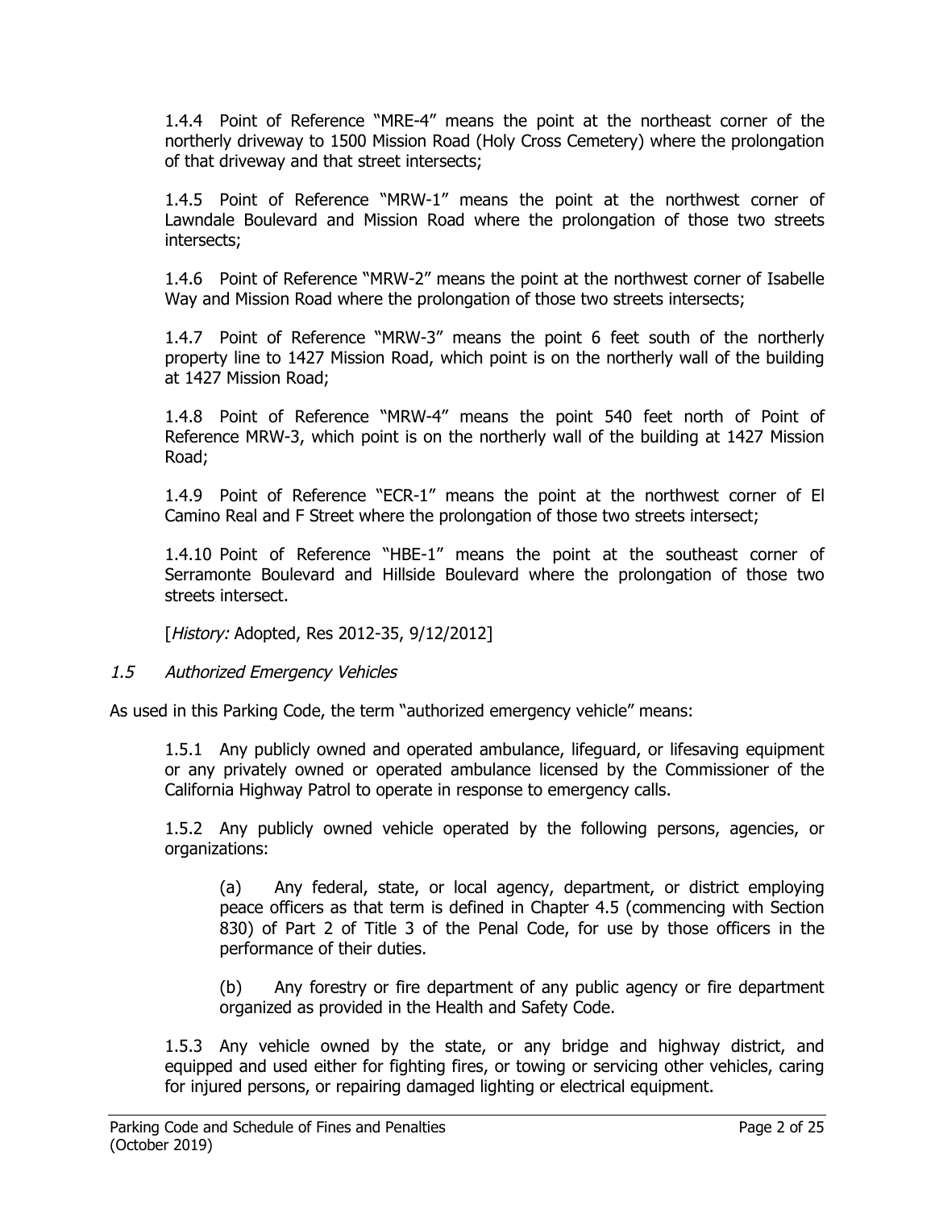1.4.4 Point of Reference "MRE-4" means the point at the northeast corner of the northerly driveway to 1500 Mission Road (Holy Cross Cemetery) where the prolongation of that driveway and that street intersects;

1.4.5 Point of Reference "MRW-1" means the point at the northwest corner of Lawndale Boulevard and Mission Road where the prolongation of those two streets intersects;

1.4.6 Point of Reference "MRW-2" means the point at the northwest corner of Isabelle Way and Mission Road where the prolongation of those two streets intersects;

1.4.7 Point of Reference "MRW-3" means the point 6 feet south of the northerly property line to 1427 Mission Road, which point is on the northerly wall of the building at 1427 Mission Road;

1.4.8 Point of Reference "MRW-4" means the point 540 feet north of Point of Reference MRW-3, which point is on the northerly wall of the building at 1427 Mission Road;

1.4.9 Point of Reference "ECR-1" means the point at the northwest corner of El Camino Real and F Street where the prolongation of those two streets intersect;

1.4.10 Point of Reference "HBE-1" means the point at the southeast corner of Serramonte Boulevard and Hillside Boulevard where the prolongation of those two streets intersect.

[*History:* Adopted, Res 2012-35, 9/12/2012]

### *1.5 Authorized Emergency Vehicles*

As used in this Parking Code, the term "authorized emergency vehicle" means:

1.5.1 Any publicly owned and operated ambulance, lifeguard, or lifesaving equipment or any privately owned or operated ambulance licensed by the Commissioner of the California Highway Patrol to operate in response to emergency calls.

1.5.2 Any publicly owned vehicle operated by the following persons, agencies, or organizations:

(a) Any federal, state, or local agency, department, or district employing peace officers as that term is defined in Chapter 4.5 (commencing with Section 830) of Part 2 of Title 3 of the Penal Code, for use by those officers in the performance of their duties.

(b) Any forestry or fire department of any public agency or fire department organized as provided in the Health and Safety Code.

1.5.3 Any vehicle owned by the state, or any bridge and highway district, and equipped and used either for fighting fires, or towing or servicing other vehicles, caring for injured persons, or repairing damaged lighting or electrical equipment.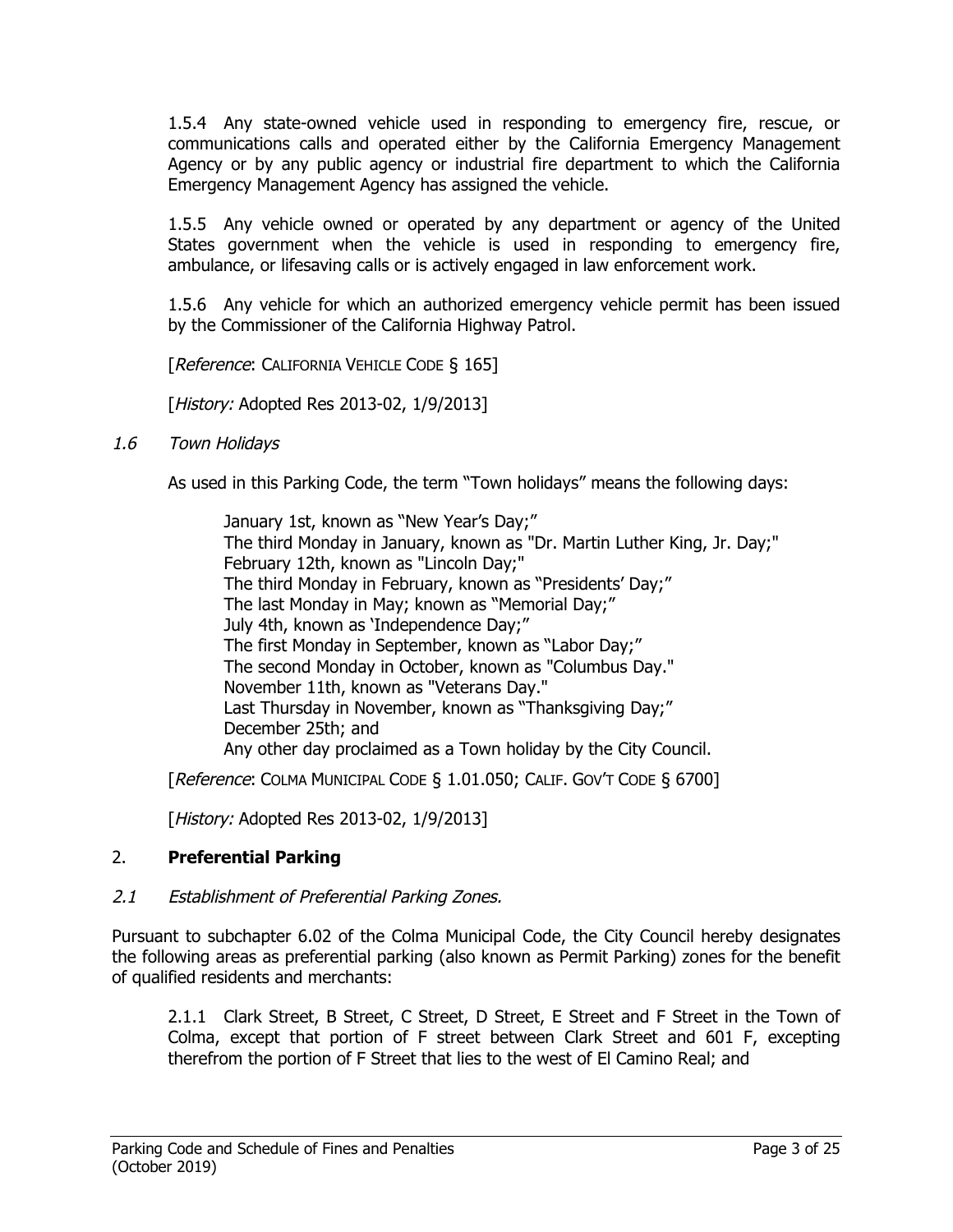1.5.4 Any state-owned vehicle used in responding to emergency fire, rescue, or communications calls and operated either by the California Emergency Management Agency or by any public agency or industrial fire department to which the California Emergency Management Agency has assigned the vehicle.

1.5.5 Any vehicle owned or operated by any department or agency of the United States government when the vehicle is used in responding to emergency fire, ambulance, or lifesaving calls or is actively engaged in law enforcement work.

1.5.6 Any vehicle for which an authorized emergency vehicle permit has been issued by the Commissioner of the California Highway Patrol.

[*Reference*: CALIFORNIA VEHICLE CODE § 165]

[*History:* Adopted Res 2013-02, 1/9/2013]

*1.6 Town Holidays*

As used in this Parking Code, the term "Town holidays" means the following days:

> January 1st, known as "New Year's Day;"
> The third Monday in January, known as "Dr. Martin Luther King, Jr. Day;"
> February 12th, known as "Lincoln Day;"
> The third Monday in February, known as "Presidents' Day;"
> The last Monday in May; known as "Memorial Day;"
> July 4th, known as 'Independence Day;"
> The first Monday in September, known as "Labor Day;"
> The second Monday in October, known as "Columbus Day."
> November 11th, known as "Veterans Day."
> Last Thursday in November, known as "Thanksgiving Day;"
> December 25th; and
> Any other day proclaimed as a Town holiday by the City Council.

[*Reference*: COLMA MUNICIPAL CODE § 1.01.050; CALIF. GOV'T CODE § 6700]

[*History:* Adopted Res 2013-02, 1/9/2013]

## 2. **Preferential Parking**

*2.1 Establishment of Preferential Parking Zones.*

Pursuant to subchapter 6.02 of the Colma Municipal Code, the City Council hereby designates the following areas as preferential parking (also known as Permit Parking) zones for the benefit of qualified residents and merchants:

2.1.1 Clark Street, B Street, C Street, D Street, E Street and F Street in the Town of Colma, except that portion of F street between Clark Street and 601 F, excepting therefrom the portion of F Street that lies to the west of El Camino Real; and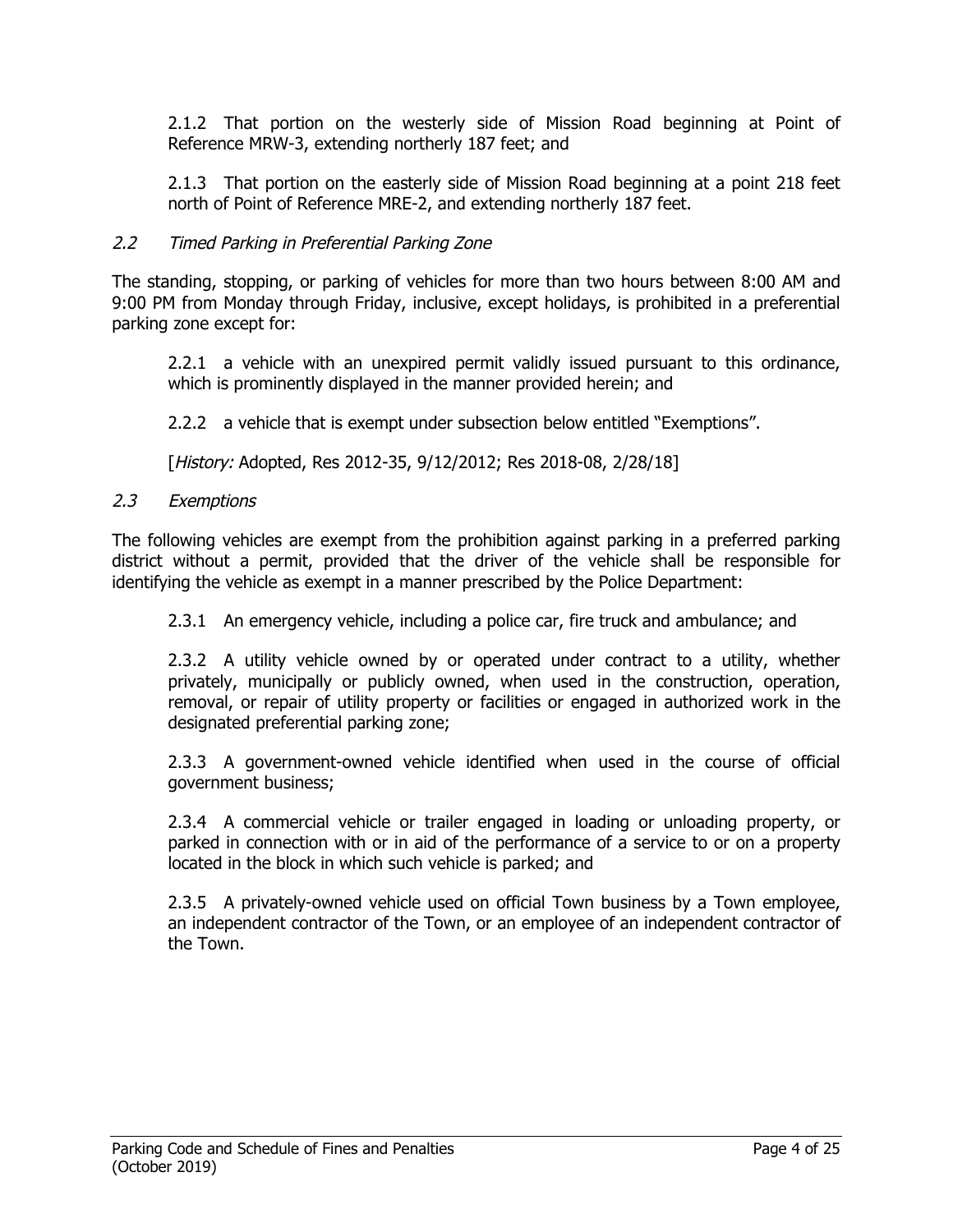2.1.2 That portion on the westerly side of Mission Road beginning at Point of Reference MRW-3, extending northerly 187 feet; and

2.1.3 That portion on the easterly side of Mission Road beginning at a point 218 feet north of Point of Reference MRE-2, and extending northerly 187 feet.

### *2.2 Timed Parking in Preferential Parking Zone*

The standing, stopping, or parking of vehicles for more than two hours between 8:00 AM and 9:00 PM from Monday through Friday, inclusive, except holidays, is prohibited in a preferential parking zone except for:

2.2.1 a vehicle with an unexpired permit validly issued pursuant to this ordinance, which is prominently displayed in the manner provided herein; and

2.2.2 a vehicle that is exempt under subsection below entitled "Exemptions".

[*History:* Adopted, Res 2012-35, 9/12/2012; Res 2018-08, 2/28/18]

### *2.3 Exemptions*

The following vehicles are exempt from the prohibition against parking in a preferred parking district without a permit, provided that the driver of the vehicle shall be responsible for identifying the vehicle as exempt in a manner prescribed by the Police Department:

2.3.1 An emergency vehicle, including a police car, fire truck and ambulance; and

2.3.2 A utility vehicle owned by or operated under contract to a utility, whether privately, municipally or publicly owned, when used in the construction, operation, removal, or repair of utility property or facilities or engaged in authorized work in the designated preferential parking zone;

2.3.3 A government-owned vehicle identified when used in the course of official government business;

2.3.4 A commercial vehicle or trailer engaged in loading or unloading property, or parked in connection with or in aid of the performance of a service to or on a property located in the block in which such vehicle is parked; and

2.3.5 A privately-owned vehicle used on official Town business by a Town employee, an independent contractor of the Town, or an employee of an independent contractor of the Town.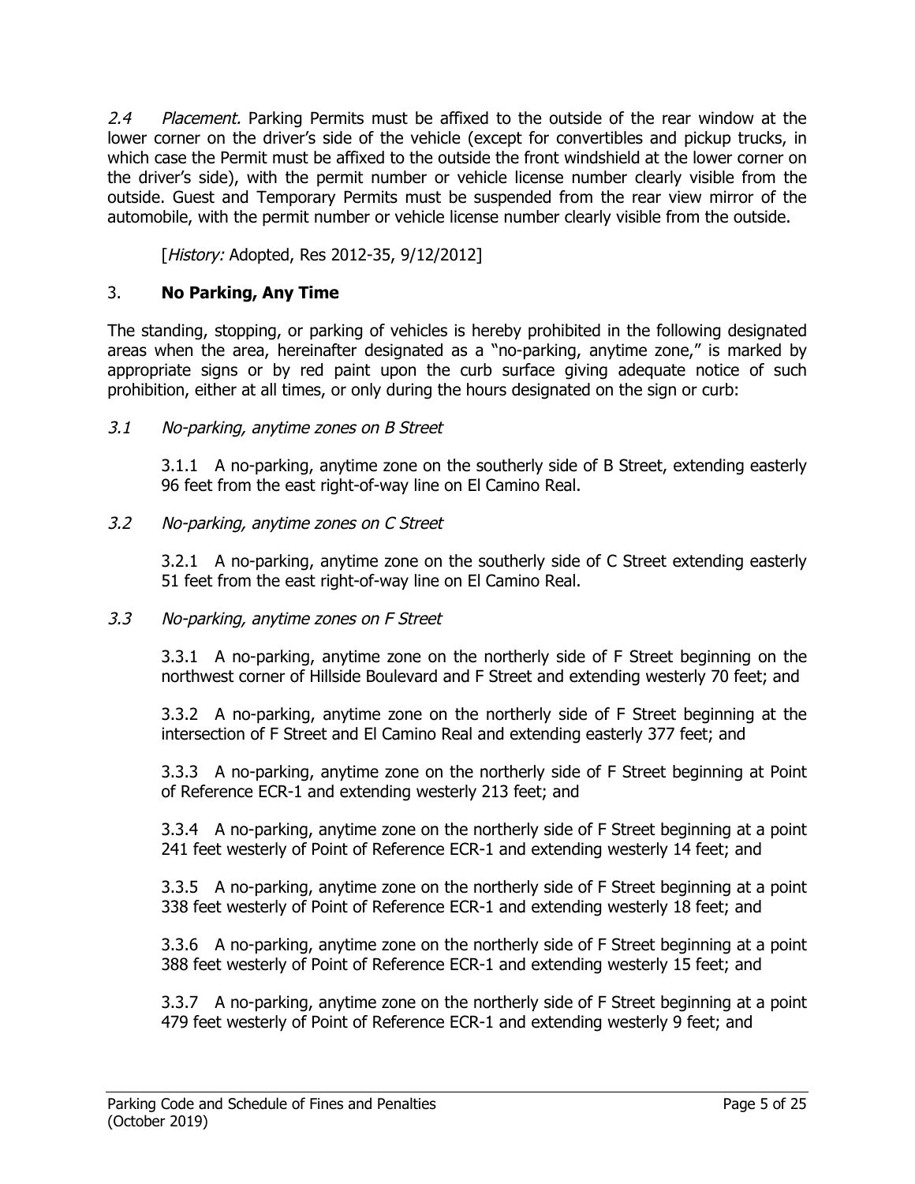*2.4 Placement.* Parking Permits must be affixed to the outside of the rear window at the lower corner on the driver's side of the vehicle (except for convertibles and pickup trucks, in which case the Permit must be affixed to the outside the front windshield at the lower corner on the driver's side), with the permit number or vehicle license number clearly visible from the outside. Guest and Temporary Permits must be suspended from the rear view mirror of the automobile, with the permit number or vehicle license number clearly visible from the outside.

[*History:* Adopted, Res 2012-35, 9/12/2012]

## 3. **No Parking, Any Time**

The standing, stopping, or parking of vehicles is hereby prohibited in the following designated areas when the area, hereinafter designated as a "no-parking, anytime zone," is marked by appropriate signs or by red paint upon the curb surface giving adequate notice of such prohibition, either at all times, or only during the hours designated on the sign or curb:

*3.1 No-parking, anytime zones on B Street*

3.1.1 A no-parking, anytime zone on the southerly side of B Street, extending easterly 96 feet from the east right-of-way line on El Camino Real.

*3.2 No-parking, anytime zones on C Street*

3.2.1 A no-parking, anytime zone on the southerly side of C Street extending easterly 51 feet from the east right-of-way line on El Camino Real.

*3.3 No-parking, anytime zones on F Street*

3.3.1 A no-parking, anytime zone on the northerly side of F Street beginning on the northwest corner of Hillside Boulevard and F Street and extending westerly 70 feet; and

3.3.2 A no-parking, anytime zone on the northerly side of F Street beginning at the intersection of F Street and El Camino Real and extending easterly 377 feet; and

3.3.3 A no-parking, anytime zone on the northerly side of F Street beginning at Point of Reference ECR-1 and extending westerly 213 feet; and

3.3.4 A no-parking, anytime zone on the northerly side of F Street beginning at a point 241 feet westerly of Point of Reference ECR-1 and extending westerly 14 feet; and

3.3.5 A no-parking, anytime zone on the northerly side of F Street beginning at a point 338 feet westerly of Point of Reference ECR-1 and extending westerly 18 feet; and

3.3.6 A no-parking, anytime zone on the northerly side of F Street beginning at a point 388 feet westerly of Point of Reference ECR-1 and extending westerly 15 feet; and

3.3.7 A no-parking, anytime zone on the northerly side of F Street beginning at a point 479 feet westerly of Point of Reference ECR-1 and extending westerly 9 feet; and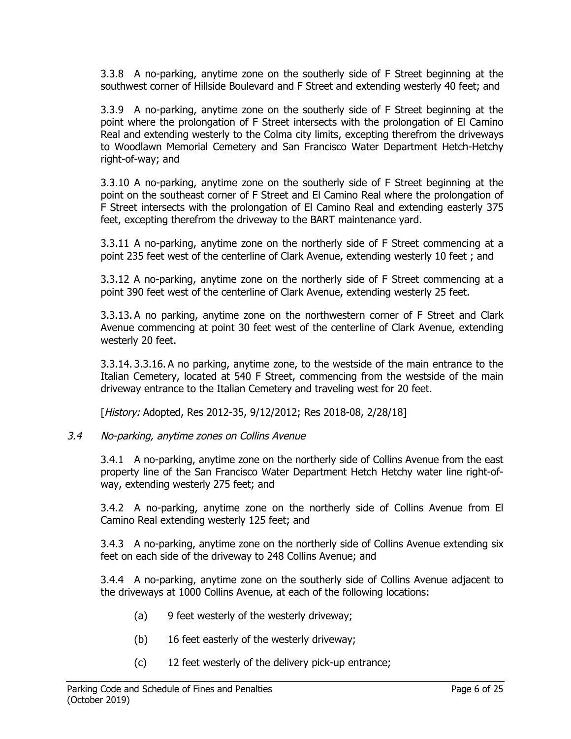3.3.8 A no-parking, anytime zone on the southerly side of F Street beginning at the southwest corner of Hillside Boulevard and F Street and extending westerly 40 feet; and

3.3.9 A no-parking, anytime zone on the southerly side of F Street beginning at the point where the prolongation of F Street intersects with the prolongation of El Camino Real and extending westerly to the Colma city limits, excepting therefrom the driveways to Woodlawn Memorial Cemetery and San Francisco Water Department Hetch-Hetchy right-of-way; and

3.3.10 A no-parking, anytime zone on the southerly side of F Street beginning at the point on the southeast corner of F Street and El Camino Real where the prolongation of F Street intersects with the prolongation of El Camino Real and extending easterly 375 feet, excepting therefrom the driveway to the BART maintenance yard.

3.3.11 A no-parking, anytime zone on the northerly side of F Street commencing at a point 235 feet west of the centerline of Clark Avenue, extending westerly 10 feet ; and

3.3.12 A no-parking, anytime zone on the northerly side of F Street commencing at a point 390 feet west of the centerline of Clark Avenue, extending westerly 25 feet.

3.3.13. A no parking, anytime zone on the northwestern corner of F Street and Clark Avenue commencing at point 30 feet west of the centerline of Clark Avenue, extending westerly 20 feet.

3.3.14. 3.3.16. A no parking, anytime zone, to the westside of the main entrance to the Italian Cemetery, located at 540 F Street, commencing from the westside of the main driveway entrance to the Italian Cemetery and traveling west for 20 feet.

[*History:* Adopted, Res 2012-35, 9/12/2012; Res 2018-08, 2/28/18]

### *3.4 No-parking, anytime zones on Collins Avenue*

3.4.1 A no-parking, anytime zone on the northerly side of Collins Avenue from the east property line of the San Francisco Water Department Hetch Hetchy water line right-of-way, extending westerly 275 feet; and

3.4.2 A no-parking, anytime zone on the northerly side of Collins Avenue from El Camino Real extending westerly 125 feet; and

3.4.3 A no-parking, anytime zone on the northerly side of Collins Avenue extending six feet on each side of the driveway to 248 Collins Avenue; and

3.4.4 A no-parking, anytime zone on the southerly side of Collins Avenue adjacent to the driveways at 1000 Collins Avenue, at each of the following locations:

(a) 9 feet westerly of the westerly driveway;

(b) 16 feet easterly of the westerly driveway;

(c) 12 feet westerly of the delivery pick-up entrance;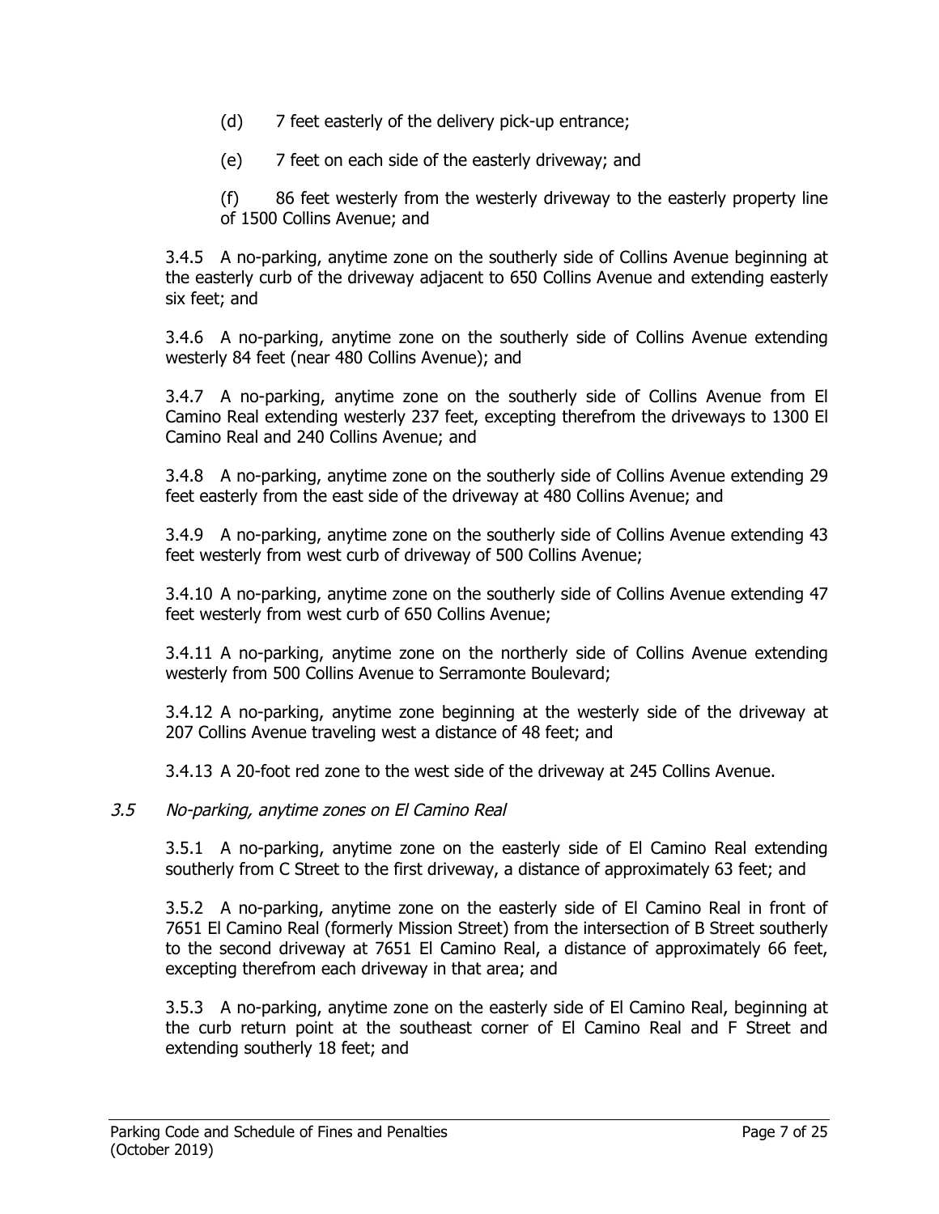(d) 7 feet easterly of the delivery pick-up entrance;

(e) 7 feet on each side of the easterly driveway; and

(f) 86 feet westerly from the westerly driveway to the easterly property line of 1500 Collins Avenue; and

3.4.5 A no-parking, anytime zone on the southerly side of Collins Avenue beginning at the easterly curb of the driveway adjacent to 650 Collins Avenue and extending easterly six feet; and

3.4.6 A no-parking, anytime zone on the southerly side of Collins Avenue extending westerly 84 feet (near 480 Collins Avenue); and

3.4.7 A no-parking, anytime zone on the southerly side of Collins Avenue from El Camino Real extending westerly 237 feet, excepting therefrom the driveways to 1300 El Camino Real and 240 Collins Avenue; and

3.4.8 A no-parking, anytime zone on the southerly side of Collins Avenue extending 29 feet easterly from the east side of the driveway at 480 Collins Avenue; and

3.4.9 A no-parking, anytime zone on the southerly side of Collins Avenue extending 43 feet westerly from west curb of driveway of 500 Collins Avenue;

3.4.10 A no-parking, anytime zone on the southerly side of Collins Avenue extending 47 feet westerly from west curb of 650 Collins Avenue;

3.4.11 A no-parking, anytime zone on the northerly side of Collins Avenue extending westerly from 500 Collins Avenue to Serramonte Boulevard;

3.4.12 A no-parking, anytime zone beginning at the westerly side of the driveway at 207 Collins Avenue traveling west a distance of 48 feet; and

3.4.13 A 20-foot red zone to the west side of the driveway at 245 Collins Avenue.

### *3.5 No-parking, anytime zones on El Camino Real*

3.5.1 A no-parking, anytime zone on the easterly side of El Camino Real extending southerly from C Street to the first driveway, a distance of approximately 63 feet; and

3.5.2 A no-parking, anytime zone on the easterly side of El Camino Real in front of 7651 El Camino Real (formerly Mission Street) from the intersection of B Street southerly to the second driveway at 7651 El Camino Real, a distance of approximately 66 feet, excepting therefrom each driveway in that area; and

3.5.3 A no-parking, anytime zone on the easterly side of El Camino Real, beginning at the curb return point at the southeast corner of El Camino Real and F Street and extending southerly 18 feet; and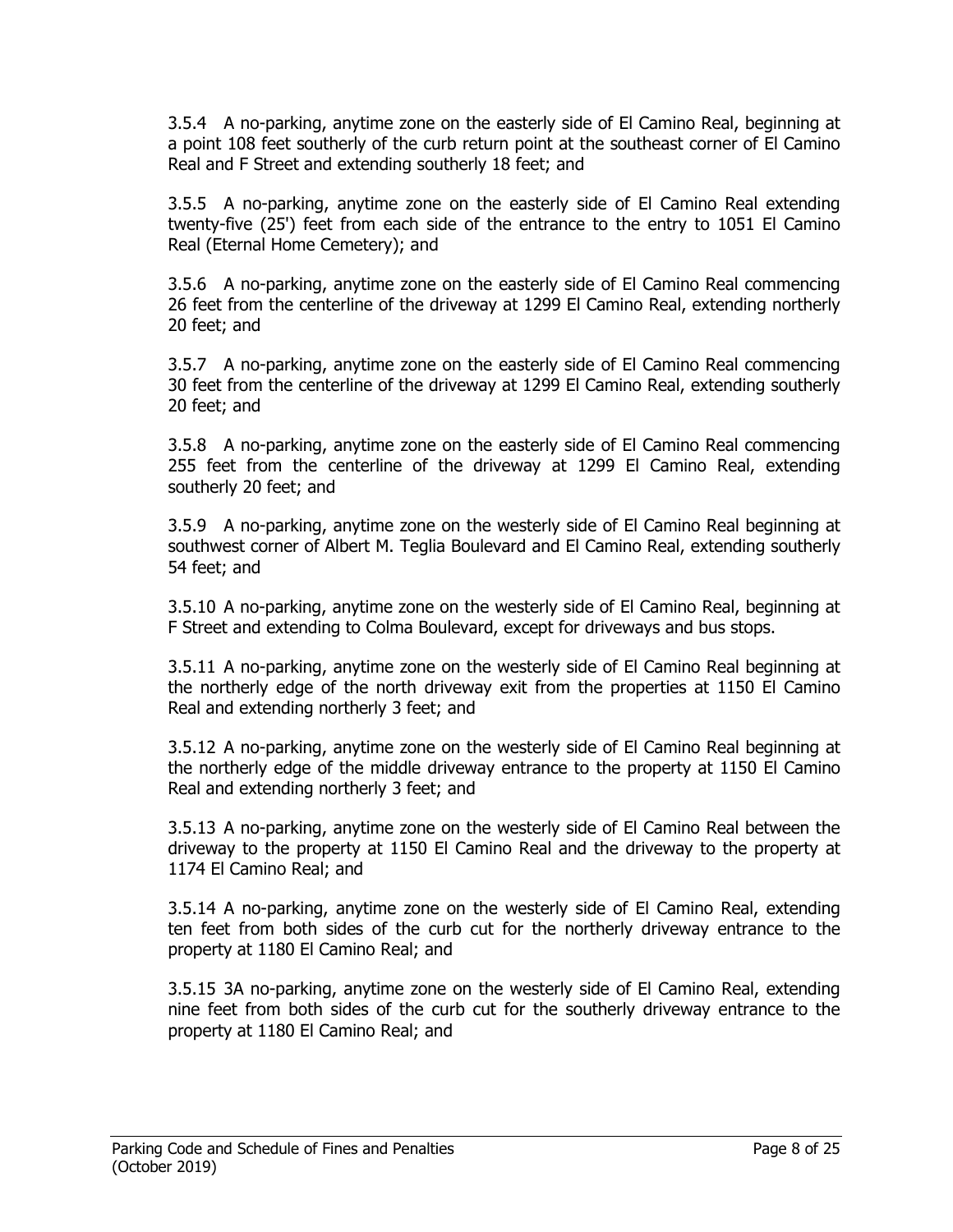3.5.4 A no-parking, anytime zone on the easterly side of El Camino Real, beginning at a point 108 feet southerly of the curb return point at the southeast corner of El Camino Real and F Street and extending southerly 18 feet; and

3.5.5 A no-parking, anytime zone on the easterly side of El Camino Real extending twenty-five (25') feet from each side of the entrance to the entry to 1051 El Camino Real (Eternal Home Cemetery); and

3.5.6 A no-parking, anytime zone on the easterly side of El Camino Real commencing 26 feet from the centerline of the driveway at 1299 El Camino Real, extending northerly 20 feet; and

3.5.7 A no-parking, anytime zone on the easterly side of El Camino Real commencing 30 feet from the centerline of the driveway at 1299 El Camino Real, extending southerly 20 feet; and

3.5.8 A no-parking, anytime zone on the easterly side of El Camino Real commencing 255 feet from the centerline of the driveway at 1299 El Camino Real, extending southerly 20 feet; and

3.5.9 A no-parking, anytime zone on the westerly side of El Camino Real beginning at southwest corner of Albert M. Teglia Boulevard and El Camino Real, extending southerly 54 feet; and

3.5.10 A no-parking, anytime zone on the westerly side of El Camino Real, beginning at F Street and extending to Colma Boulevard, except for driveways and bus stops.

3.5.11 A no-parking, anytime zone on the westerly side of El Camino Real beginning at the northerly edge of the north driveway exit from the properties at 1150 El Camino Real and extending northerly 3 feet; and

3.5.12 A no-parking, anytime zone on the westerly side of El Camino Real beginning at the northerly edge of the middle driveway entrance to the property at 1150 El Camino Real and extending northerly 3 feet; and

3.5.13 A no-parking, anytime zone on the westerly side of El Camino Real between the driveway to the property at 1150 El Camino Real and the driveway to the property at 1174 El Camino Real; and

3.5.14 A no-parking, anytime zone on the westerly side of El Camino Real, extending ten feet from both sides of the curb cut for the northerly driveway entrance to the property at 1180 El Camino Real; and

3.5.15 3A no-parking, anytime zone on the westerly side of El Camino Real, extending nine feet from both sides of the curb cut for the southerly driveway entrance to the property at 1180 El Camino Real; and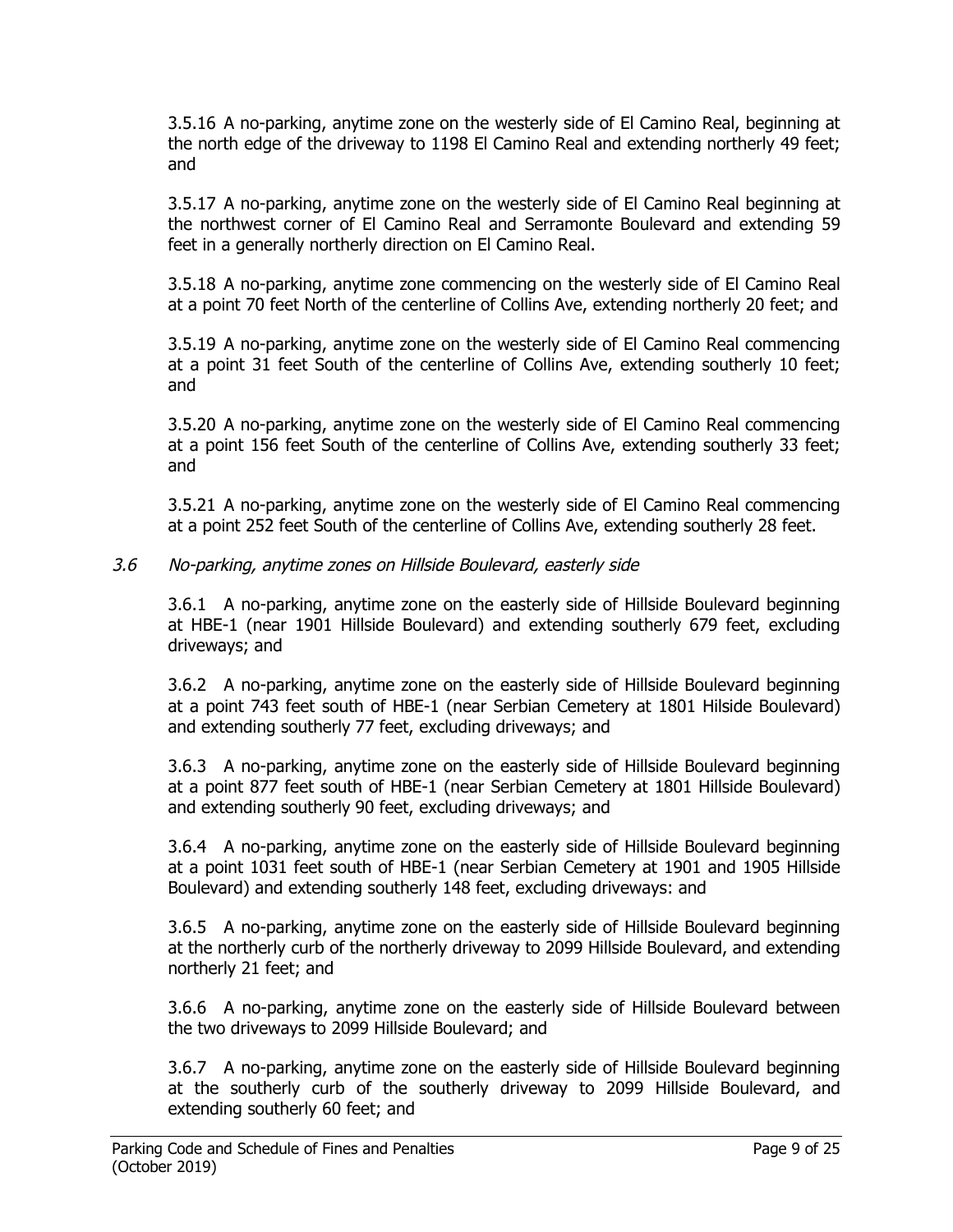3.5.16 A no-parking, anytime zone on the westerly side of El Camino Real, beginning at the north edge of the driveway to 1198 El Camino Real and extending northerly 49 feet; and

3.5.17 A no-parking, anytime zone on the westerly side of El Camino Real beginning at the northwest corner of El Camino Real and Serramonte Boulevard and extending 59 feet in a generally northerly direction on El Camino Real.

3.5.18 A no-parking, anytime zone commencing on the westerly side of El Camino Real at a point 70 feet North of the centerline of Collins Ave, extending northerly 20 feet; and

3.5.19 A no-parking, anytime zone on the westerly side of El Camino Real commencing at a point 31 feet South of the centerline of Collins Ave, extending southerly 10 feet; and

3.5.20 A no-parking, anytime zone on the westerly side of El Camino Real commencing at a point 156 feet South of the centerline of Collins Ave, extending southerly 33 feet; and

3.5.21 A no-parking, anytime zone on the westerly side of El Camino Real commencing at a point 252 feet South of the centerline of Collins Ave, extending southerly 28 feet.

### *3.6 No-parking, anytime zones on Hillside Boulevard, easterly side*

3.6.1 A no-parking, anytime zone on the easterly side of Hillside Boulevard beginning at HBE-1 (near 1901 Hillside Boulevard) and extending southerly 679 feet, excluding driveways; and

3.6.2 A no-parking, anytime zone on the easterly side of Hillside Boulevard beginning at a point 743 feet south of HBE-1 (near Serbian Cemetery at 1801 Hilside Boulevard) and extending southerly 77 feet, excluding driveways; and

3.6.3 A no-parking, anytime zone on the easterly side of Hillside Boulevard beginning at a point 877 feet south of HBE-1 (near Serbian Cemetery at 1801 Hillside Boulevard) and extending southerly 90 feet, excluding driveways; and

3.6.4 A no-parking, anytime zone on the easterly side of Hillside Boulevard beginning at a point 1031 feet south of HBE-1 (near Serbian Cemetery at 1901 and 1905 Hillside Boulevard) and extending southerly 148 feet, excluding driveways: and

3.6.5 A no-parking, anytime zone on the easterly side of Hillside Boulevard beginning at the northerly curb of the northerly driveway to 2099 Hillside Boulevard, and extending northerly 21 feet; and

3.6.6 A no-parking, anytime zone on the easterly side of Hillside Boulevard between the two driveways to 2099 Hillside Boulevard; and

3.6.7 A no-parking, anytime zone on the easterly side of Hillside Boulevard beginning at the southerly curb of the southerly driveway to 2099 Hillside Boulevard, and extending southerly 60 feet; and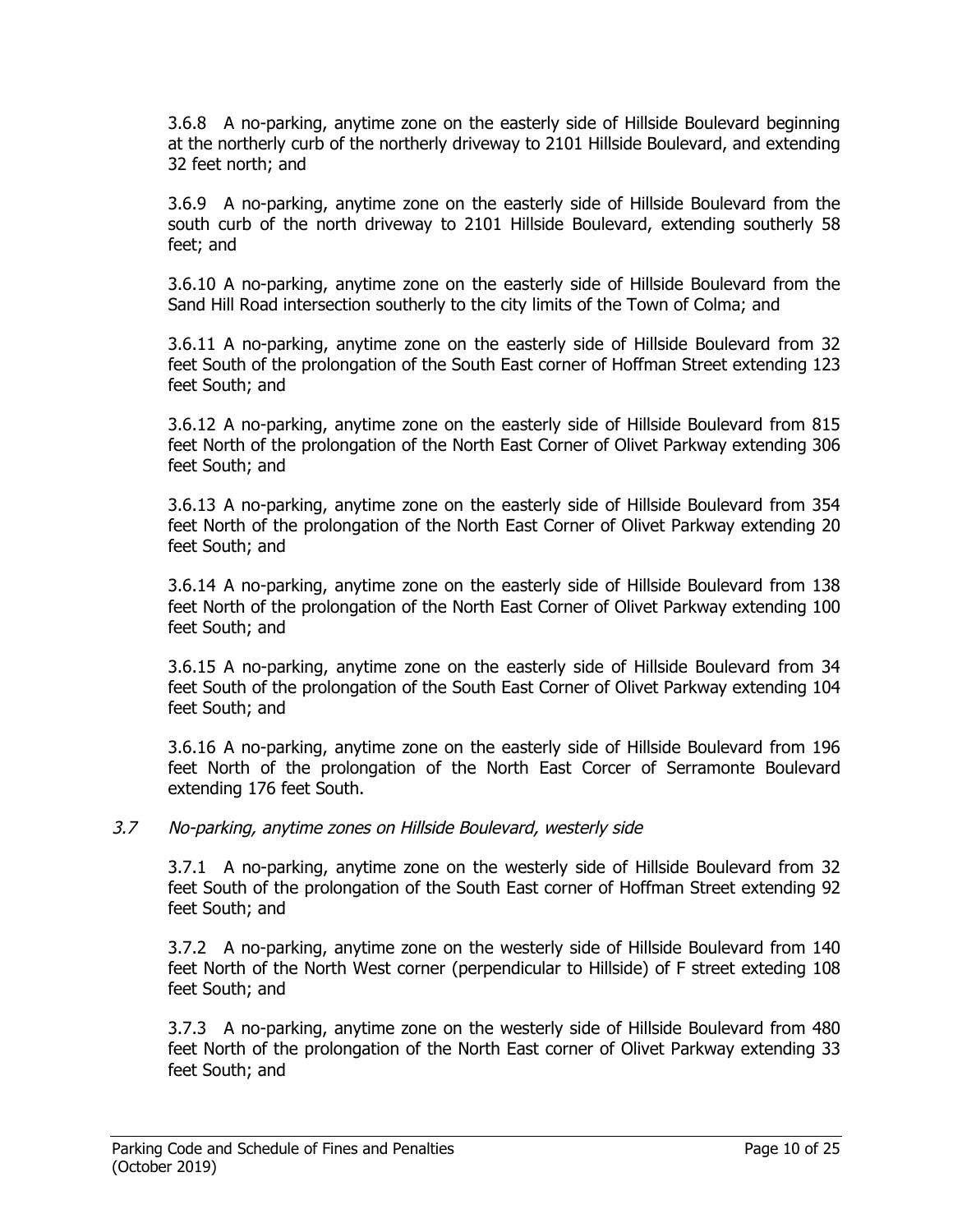3.6.8 A no-parking, anytime zone on the easterly side of Hillside Boulevard beginning at the northerly curb of the northerly driveway to 2101 Hillside Boulevard, and extending 32 feet north; and

3.6.9 A no-parking, anytime zone on the easterly side of Hillside Boulevard from the south curb of the north driveway to 2101 Hillside Boulevard, extending southerly 58 feet; and

3.6.10 A no-parking, anytime zone on the easterly side of Hillside Boulevard from the Sand Hill Road intersection southerly to the city limits of the Town of Colma; and

3.6.11 A no-parking, anytime zone on the easterly side of Hillside Boulevard from 32 feet South of the prolongation of the South East corner of Hoffman Street extending 123 feet South; and

3.6.12 A no-parking, anytime zone on the easterly side of Hillside Boulevard from 815 feet North of the prolongation of the North East Corner of Olivet Parkway extending 306 feet South; and

3.6.13 A no-parking, anytime zone on the easterly side of Hillside Boulevard from 354 feet North of the prolongation of the North East Corner of Olivet Parkway extending 20 feet South; and

3.6.14 A no-parking, anytime zone on the easterly side of Hillside Boulevard from 138 feet North of the prolongation of the North East Corner of Olivet Parkway extending 100 feet South; and

3.6.15 A no-parking, anytime zone on the easterly side of Hillside Boulevard from 34 feet South of the prolongation of the South East Corner of Olivet Parkway extending 104 feet South; and

3.6.16 A no-parking, anytime zone on the easterly side of Hillside Boulevard from 196 feet North of the prolongation of the North East Corcer of Serramonte Boulevard extending 176 feet South.

### *3.7 No-parking, anytime zones on Hillside Boulevard, westerly side*

3.7.1 A no-parking, anytime zone on the westerly side of Hillside Boulevard from 32 feet South of the prolongation of the South East corner of Hoffman Street extending 92 feet South; and

3.7.2 A no-parking, anytime zone on the westerly side of Hillside Boulevard from 140 feet North of the North West corner (perpendicular to Hillside) of F street exteding 108 feet South; and

3.7.3 A no-parking, anytime zone on the westerly side of Hillside Boulevard from 480 feet North of the prolongation of the North East corner of Olivet Parkway extending 33 feet South; and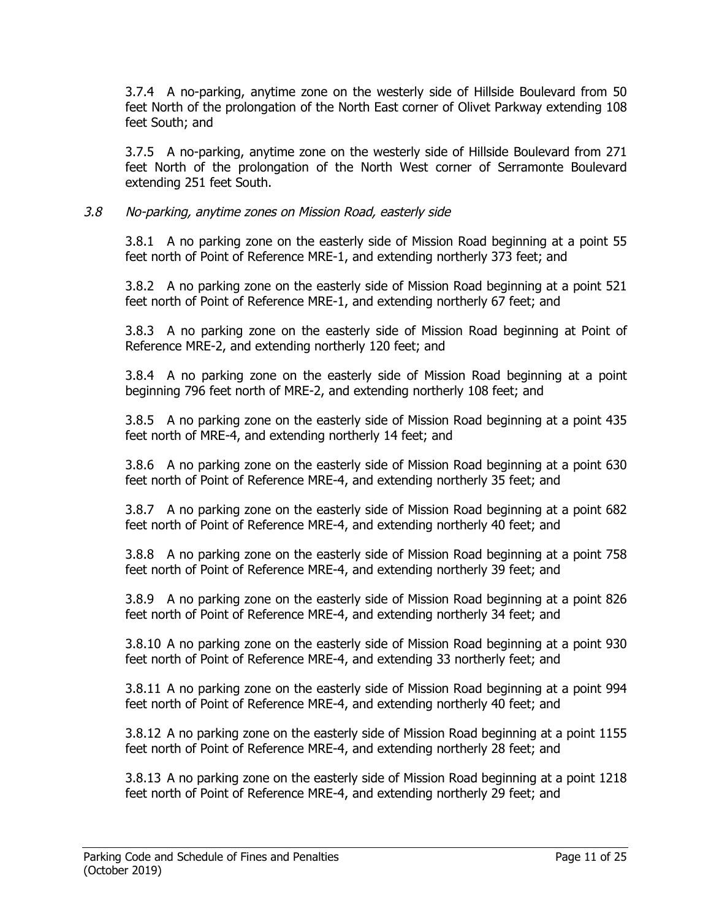3.7.4 A no-parking, anytime zone on the westerly side of Hillside Boulevard from 50 feet North of the prolongation of the North East corner of Olivet Parkway extending 108 feet South; and

3.7.5 A no-parking, anytime zone on the westerly side of Hillside Boulevard from 271 feet North of the prolongation of the North West corner of Serramonte Boulevard extending 251 feet South.

### *3.8 No-parking, anytime zones on Mission Road, easterly side*

3.8.1 A no parking zone on the easterly side of Mission Road beginning at a point 55 feet north of Point of Reference MRE-1, and extending northerly 373 feet; and

3.8.2 A no parking zone on the easterly side of Mission Road beginning at a point 521 feet north of Point of Reference MRE-1, and extending northerly 67 feet; and

3.8.3 A no parking zone on the easterly side of Mission Road beginning at Point of Reference MRE-2, and extending northerly 120 feet; and

3.8.4 A no parking zone on the easterly side of Mission Road beginning at a point beginning 796 feet north of MRE-2, and extending northerly 108 feet; and

3.8.5 A no parking zone on the easterly side of Mission Road beginning at a point 435 feet north of MRE-4, and extending northerly 14 feet; and

3.8.6 A no parking zone on the easterly side of Mission Road beginning at a point 630 feet north of Point of Reference MRE-4, and extending northerly 35 feet; and

3.8.7 A no parking zone on the easterly side of Mission Road beginning at a point 682 feet north of Point of Reference MRE-4, and extending northerly 40 feet; and

3.8.8 A no parking zone on the easterly side of Mission Road beginning at a point 758 feet north of Point of Reference MRE-4, and extending northerly 39 feet; and

3.8.9 A no parking zone on the easterly side of Mission Road beginning at a point 826 feet north of Point of Reference MRE-4, and extending northerly 34 feet; and

3.8.10 A no parking zone on the easterly side of Mission Road beginning at a point 930 feet north of Point of Reference MRE-4, and extending 33 northerly feet; and

3.8.11 A no parking zone on the easterly side of Mission Road beginning at a point 994 feet north of Point of Reference MRE-4, and extending northerly 40 feet; and

3.8.12 A no parking zone on the easterly side of Mission Road beginning at a point 1155 feet north of Point of Reference MRE-4, and extending northerly 28 feet; and

3.8.13 A no parking zone on the easterly side of Mission Road beginning at a point 1218 feet north of Point of Reference MRE-4, and extending northerly 29 feet; and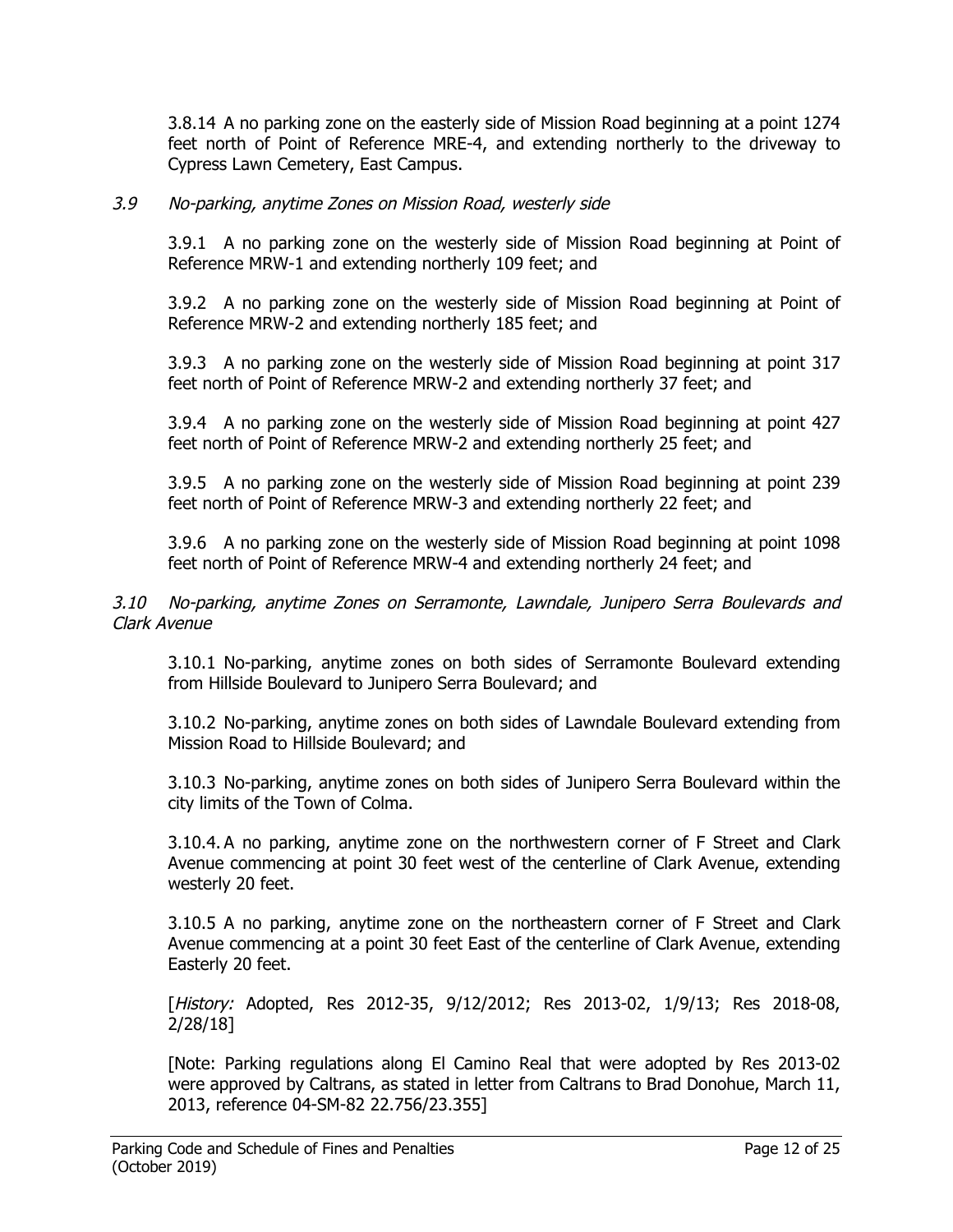3.8.14 A no parking zone on the easterly side of Mission Road beginning at a point 1274 feet north of Point of Reference MRE-4, and extending northerly to the driveway to Cypress Lawn Cemetery, East Campus.

### *3.9 No-parking, anytime Zones on Mission Road, westerly side*

3.9.1 A no parking zone on the westerly side of Mission Road beginning at Point of Reference MRW-1 and extending northerly 109 feet; and

3.9.2 A no parking zone on the westerly side of Mission Road beginning at Point of Reference MRW-2 and extending northerly 185 feet; and

3.9.3 A no parking zone on the westerly side of Mission Road beginning at point 317 feet north of Point of Reference MRW-2 and extending northerly 37 feet; and

3.9.4 A no parking zone on the westerly side of Mission Road beginning at point 427 feet north of Point of Reference MRW-2 and extending northerly 25 feet; and

3.9.5 A no parking zone on the westerly side of Mission Road beginning at point 239 feet north of Point of Reference MRW-3 and extending northerly 22 feet; and

3.9.6 A no parking zone on the westerly side of Mission Road beginning at point 1098 feet north of Point of Reference MRW-4 and extending northerly 24 feet; and

### *3.10 No-parking, anytime Zones on Serramonte, Lawndale, Junipero Serra Boulevards and Clark Avenue*

3.10.1 No-parking, anytime zones on both sides of Serramonte Boulevard extending from Hillside Boulevard to Junipero Serra Boulevard; and

3.10.2 No-parking, anytime zones on both sides of Lawndale Boulevard extending from Mission Road to Hillside Boulevard; and

3.10.3 No-parking, anytime zones on both sides of Junipero Serra Boulevard within the city limits of the Town of Colma.

3.10.4. A no parking, anytime zone on the northwestern corner of F Street and Clark Avenue commencing at point 30 feet west of the centerline of Clark Avenue, extending westerly 20 feet.

3.10.5 A no parking, anytime zone on the northeastern corner of F Street and Clark Avenue commencing at a point 30 feet East of the centerline of Clark Avenue, extending Easterly 20 feet.

[*History:* Adopted, Res 2012-35, 9/12/2012; Res 2013-02, 1/9/13; Res 2018-08, 2/28/18]

[Note: Parking regulations along El Camino Real that were adopted by Res 2013-02 were approved by Caltrans, as stated in letter from Caltrans to Brad Donohue, March 11, 2013, reference 04-SM-82 22.756/23.355]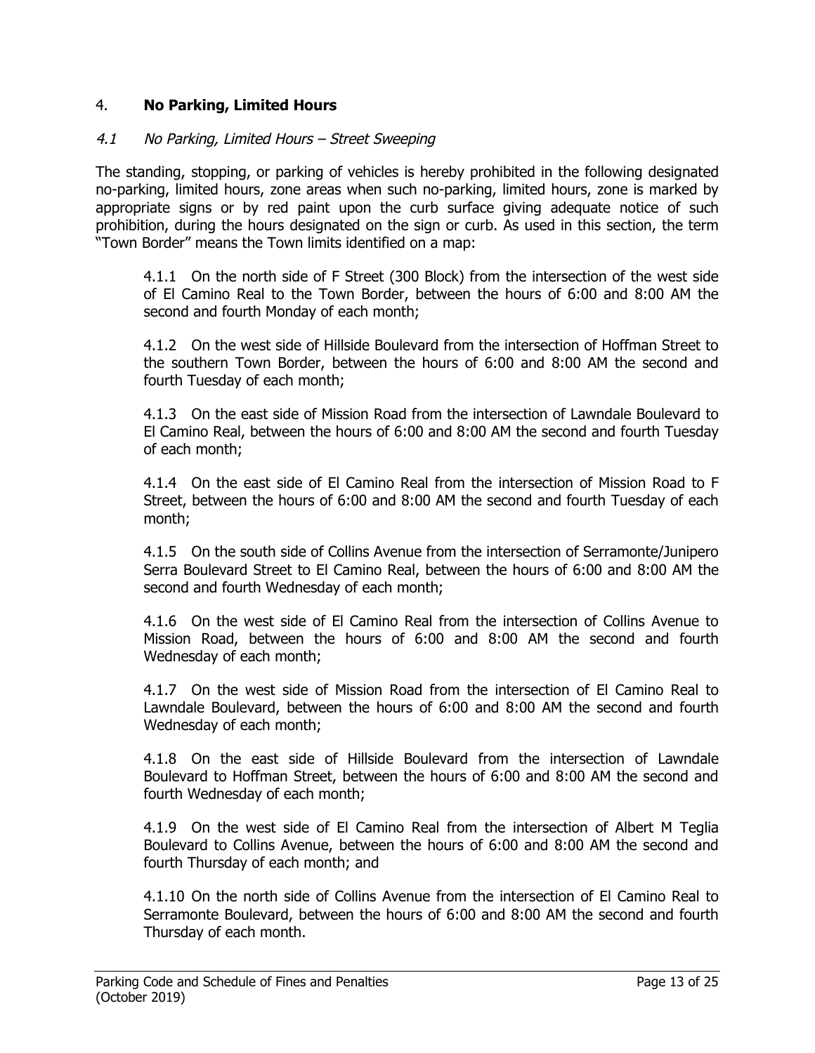## 4. **No Parking, Limited Hours**

### *4.1 No Parking, Limited Hours – Street Sweeping*

The standing, stopping, or parking of vehicles is hereby prohibited in the following designated no-parking, limited hours, zone areas when such no-parking, limited hours, zone is marked by appropriate signs or by red paint upon the curb surface giving adequate notice of such prohibition, during the hours designated on the sign or curb. As used in this section, the term "Town Border" means the Town limits identified on a map:

4.1.1 On the north side of F Street (300 Block) from the intersection of the west side of El Camino Real to the Town Border, between the hours of 6:00 and 8:00 AM the second and fourth Monday of each month;

4.1.2 On the west side of Hillside Boulevard from the intersection of Hoffman Street to the southern Town Border, between the hours of 6:00 and 8:00 AM the second and fourth Tuesday of each month;

4.1.3 On the east side of Mission Road from the intersection of Lawndale Boulevard to El Camino Real, between the hours of 6:00 and 8:00 AM the second and fourth Tuesday of each month;

4.1.4 On the east side of El Camino Real from the intersection of Mission Road to F Street, between the hours of 6:00 and 8:00 AM the second and fourth Tuesday of each month;

4.1.5 On the south side of Collins Avenue from the intersection of Serramonte/Junipero Serra Boulevard Street to El Camino Real, between the hours of 6:00 and 8:00 AM the second and fourth Wednesday of each month;

4.1.6 On the west side of El Camino Real from the intersection of Collins Avenue to Mission Road, between the hours of 6:00 and 8:00 AM the second and fourth Wednesday of each month;

4.1.7 On the west side of Mission Road from the intersection of El Camino Real to Lawndale Boulevard, between the hours of 6:00 and 8:00 AM the second and fourth Wednesday of each month;

4.1.8 On the east side of Hillside Boulevard from the intersection of Lawndale Boulevard to Hoffman Street, between the hours of 6:00 and 8:00 AM the second and fourth Wednesday of each month;

4.1.9 On the west side of El Camino Real from the intersection of Albert M Teglia Boulevard to Collins Avenue, between the hours of 6:00 and 8:00 AM the second and fourth Thursday of each month; and

4.1.10 On the north side of Collins Avenue from the intersection of El Camino Real to Serramonte Boulevard, between the hours of 6:00 and 8:00 AM the second and fourth Thursday of each month.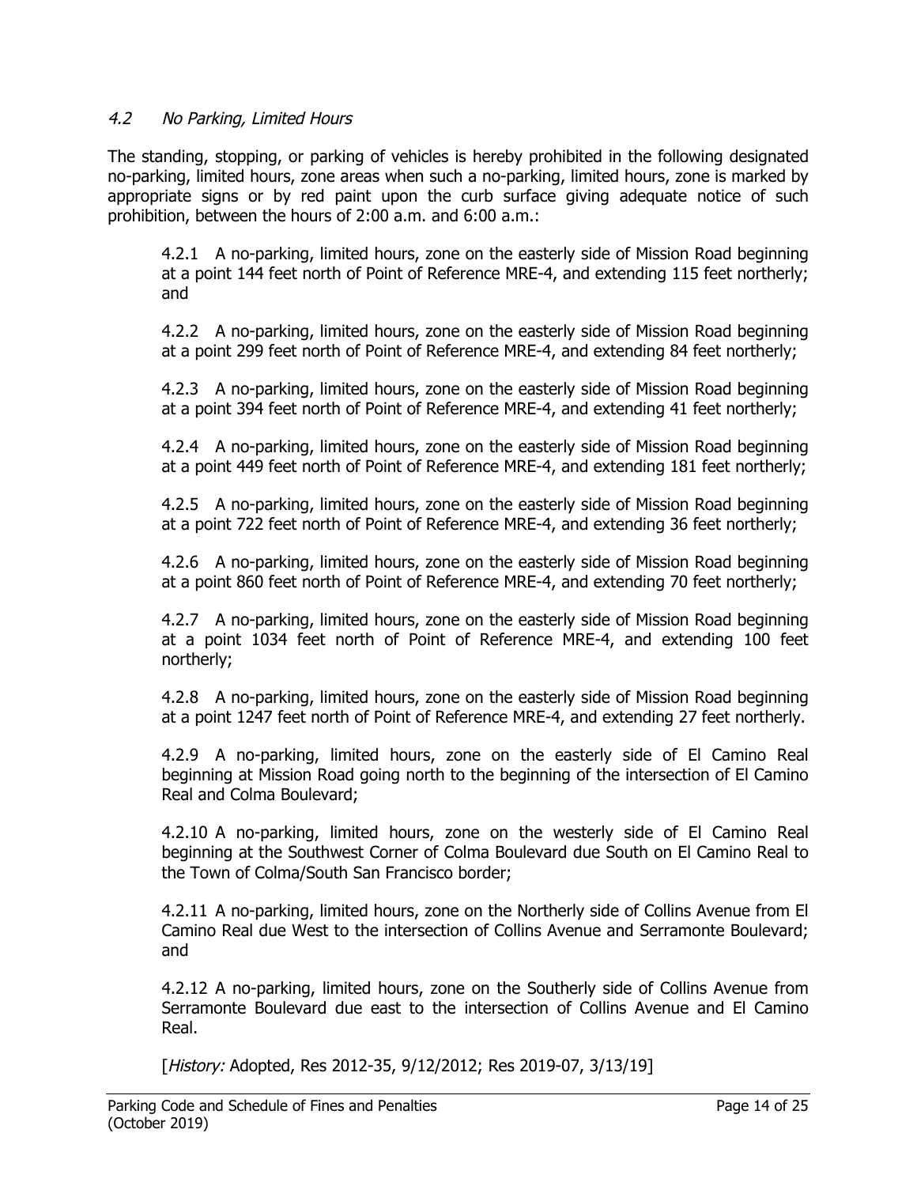### *4.2 No Parking, Limited Hours*

The standing, stopping, or parking of vehicles is hereby prohibited in the following designated no-parking, limited hours, zone areas when such a no-parking, limited hours, zone is marked by appropriate signs or by red paint upon the curb surface giving adequate notice of such prohibition, between the hours of 2:00 a.m. and 6:00 a.m.:

4.2.1 A no-parking, limited hours, zone on the easterly side of Mission Road beginning at a point 144 feet north of Point of Reference MRE-4, and extending 115 feet northerly; and

4.2.2 A no-parking, limited hours, zone on the easterly side of Mission Road beginning at a point 299 feet north of Point of Reference MRE-4, and extending 84 feet northerly;

4.2.3 A no-parking, limited hours, zone on the easterly side of Mission Road beginning at a point 394 feet north of Point of Reference MRE-4, and extending 41 feet northerly;

4.2.4 A no-parking, limited hours, zone on the easterly side of Mission Road beginning at a point 449 feet north of Point of Reference MRE-4, and extending 181 feet northerly;

4.2.5 A no-parking, limited hours, zone on the easterly side of Mission Road beginning at a point 722 feet north of Point of Reference MRE-4, and extending 36 feet northerly;

4.2.6 A no-parking, limited hours, zone on the easterly side of Mission Road beginning at a point 860 feet north of Point of Reference MRE-4, and extending 70 feet northerly;

4.2.7 A no-parking, limited hours, zone on the easterly side of Mission Road beginning at a point 1034 feet north of Point of Reference MRE-4, and extending 100 feet northerly;

4.2.8 A no-parking, limited hours, zone on the easterly side of Mission Road beginning at a point 1247 feet north of Point of Reference MRE-4, and extending 27 feet northerly.

4.2.9 A no-parking, limited hours, zone on the easterly side of El Camino Real beginning at Mission Road going north to the beginning of the intersection of El Camino Real and Colma Boulevard;

4.2.10 A no-parking, limited hours, zone on the westerly side of El Camino Real beginning at the Southwest Corner of Colma Boulevard due South on El Camino Real to the Town of Colma/South San Francisco border;

4.2.11 A no-parking, limited hours, zone on the Northerly side of Collins Avenue from El Camino Real due West to the intersection of Collins Avenue and Serramonte Boulevard; and

4.2.12 A no-parking, limited hours, zone on the Southerly side of Collins Avenue from Serramonte Boulevard due east to the intersection of Collins Avenue and El Camino Real.

[*History:* Adopted, Res 2012-35, 9/12/2012; Res 2019-07, 3/13/19]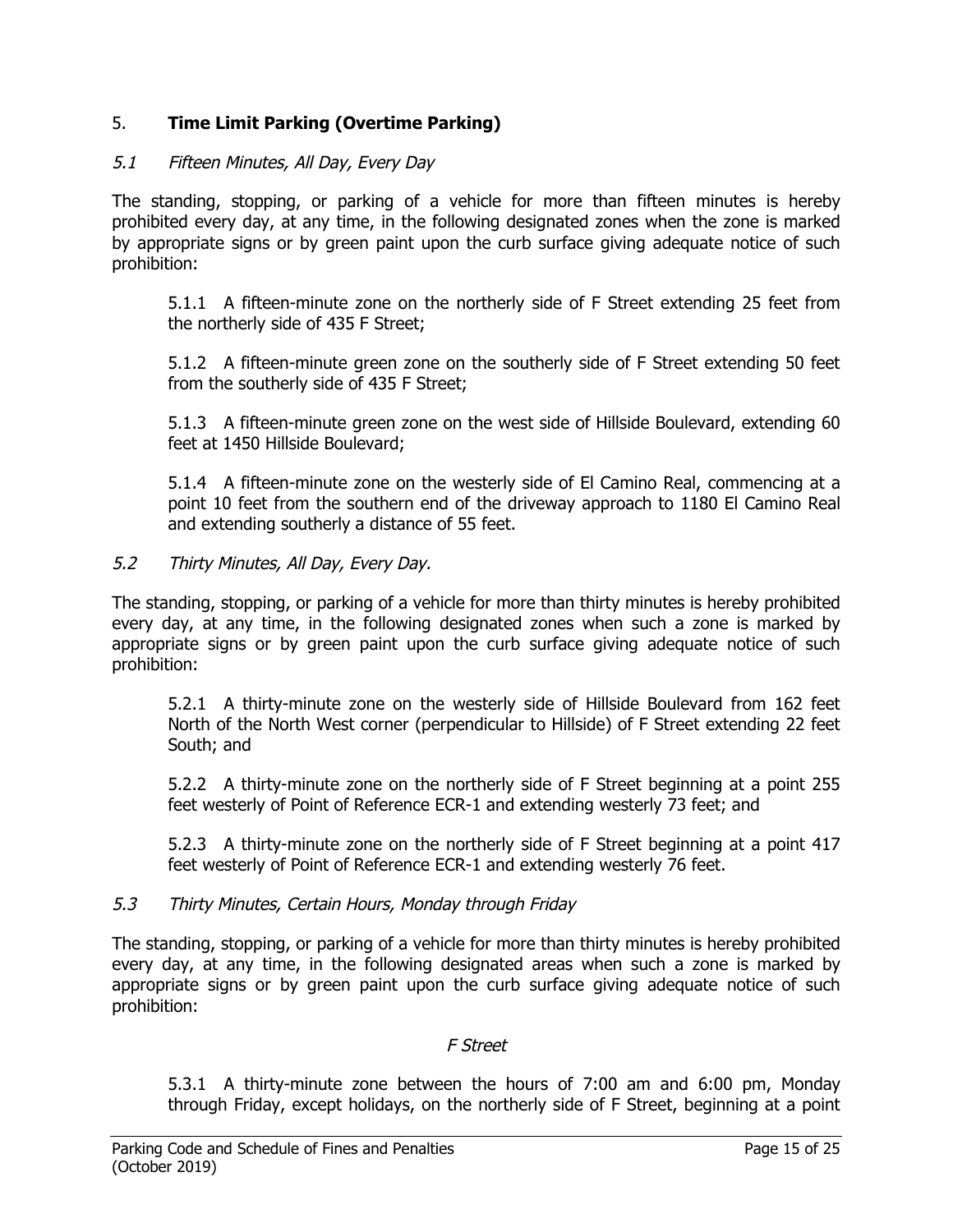## 5. **Time Limit Parking (Overtime Parking)**

### *5.1 Fifteen Minutes, All Day, Every Day*

The standing, stopping, or parking of a vehicle for more than fifteen minutes is hereby prohibited every day, at any time, in the following designated zones when the zone is marked by appropriate signs or by green paint upon the curb surface giving adequate notice of such prohibition:

5.1.1 A fifteen-minute zone on the northerly side of F Street extending 25 feet from the northerly side of 435 F Street;

5.1.2 A fifteen-minute green zone on the southerly side of F Street extending 50 feet from the southerly side of 435 F Street;

5.1.3 A fifteen-minute green zone on the west side of Hillside Boulevard, extending 60 feet at 1450 Hillside Boulevard;

5.1.4 A fifteen-minute zone on the westerly side of El Camino Real, commencing at a point 10 feet from the southern end of the driveway approach to 1180 El Camino Real and extending southerly a distance of 55 feet.

### *5.2 Thirty Minutes, All Day, Every Day.*

The standing, stopping, or parking of a vehicle for more than thirty minutes is hereby prohibited every day, at any time, in the following designated zones when such a zone is marked by appropriate signs or by green paint upon the curb surface giving adequate notice of such prohibition:

5.2.1 A thirty-minute zone on the westerly side of Hillside Boulevard from 162 feet North of the North West corner (perpendicular to Hillside) of F Street extending 22 feet South; and

5.2.2 A thirty-minute zone on the northerly side of F Street beginning at a point 255 feet westerly of Point of Reference ECR-1 and extending westerly 73 feet; and

5.2.3 A thirty-minute zone on the northerly side of F Street beginning at a point 417 feet westerly of Point of Reference ECR-1 and extending westerly 76 feet.

### *5.3 Thirty Minutes, Certain Hours, Monday through Friday*

The standing, stopping, or parking of a vehicle for more than thirty minutes is hereby prohibited every day, at any time, in the following designated areas when such a zone is marked by appropriate signs or by green paint upon the curb surface giving adequate notice of such prohibition:

*F Street*

5.3.1 A thirty-minute zone between the hours of 7:00 am and 6:00 pm, Monday through Friday, except holidays, on the northerly side of F Street, beginning at a point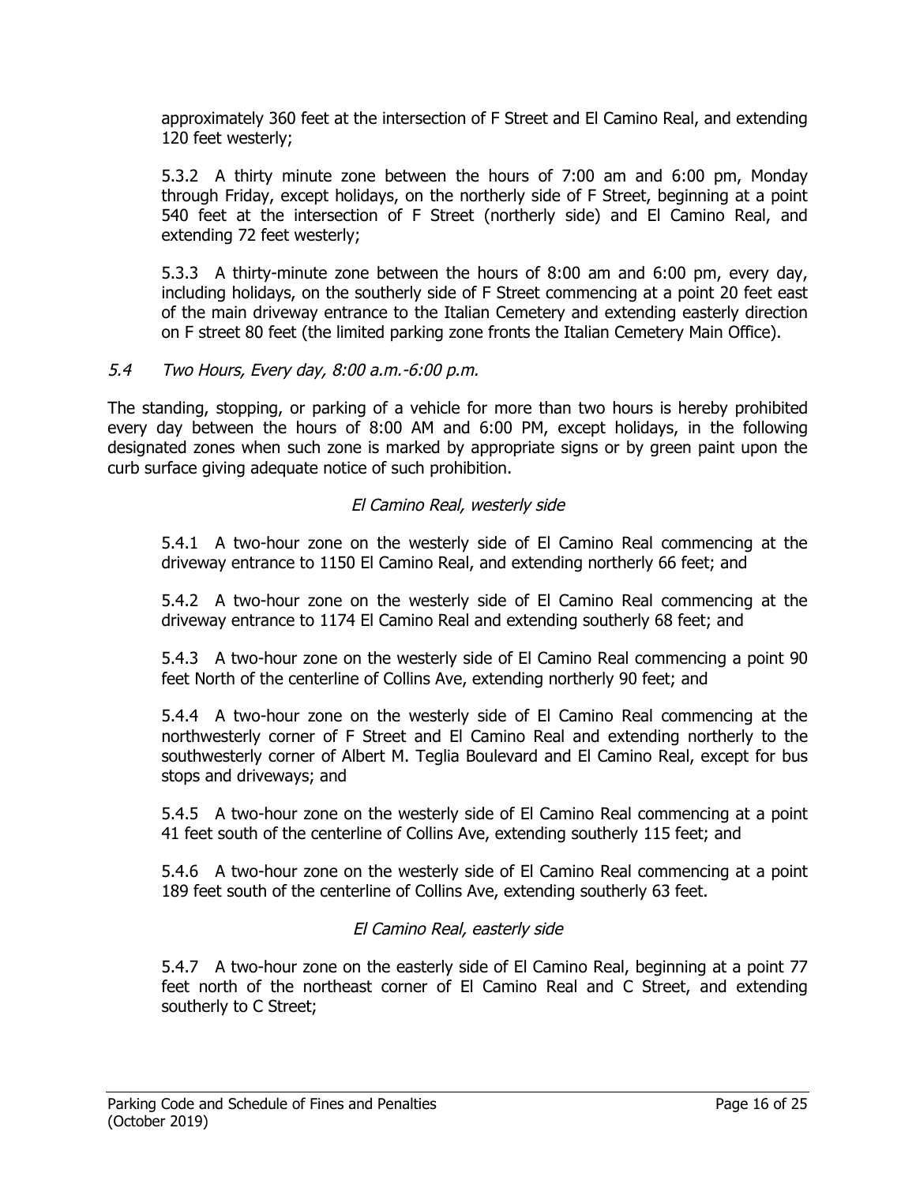approximately 360 feet at the intersection of F Street and El Camino Real, and extending 120 feet westerly;

5.3.2 A thirty minute zone between the hours of 7:00 am and 6:00 pm, Monday through Friday, except holidays, on the northerly side of F Street, beginning at a point 540 feet at the intersection of F Street (northerly side) and El Camino Real, and extending 72 feet westerly;

5.3.3 A thirty-minute zone between the hours of 8:00 am and 6:00 pm, every day, including holidays, on the southerly side of F Street commencing at a point 20 feet east of the main driveway entrance to the Italian Cemetery and extending easterly direction on F street 80 feet (the limited parking zone fronts the Italian Cemetery Main Office).

### *5.4 Two Hours, Every day, 8:00 a.m.-6:00 p.m.*

The standing, stopping, or parking of a vehicle for more than two hours is hereby prohibited every day between the hours of 8:00 AM and 6:00 PM, except holidays, in the following designated zones when such zone is marked by appropriate signs or by green paint upon the curb surface giving adequate notice of such prohibition.

*El Camino Real, westerly side*

5.4.1 A two-hour zone on the westerly side of El Camino Real commencing at the driveway entrance to 1150 El Camino Real, and extending northerly 66 feet; and

5.4.2 A two-hour zone on the westerly side of El Camino Real commencing at the driveway entrance to 1174 El Camino Real and extending southerly 68 feet; and

5.4.3 A two-hour zone on the westerly side of El Camino Real commencing a point 90 feet North of the centerline of Collins Ave, extending northerly 90 feet; and

5.4.4 A two-hour zone on the westerly side of El Camino Real commencing at the northwesterly corner of F Street and El Camino Real and extending northerly to the southwesterly corner of Albert M. Teglia Boulevard and El Camino Real, except for bus stops and driveways; and

5.4.5 A two-hour zone on the westerly side of El Camino Real commencing at a point 41 feet south of the centerline of Collins Ave, extending southerly 115 feet; and

5.4.6 A two-hour zone on the westerly side of El Camino Real commencing at a point 189 feet south of the centerline of Collins Ave, extending southerly 63 feet.

*El Camino Real, easterly side*

5.4.7 A two-hour zone on the easterly side of El Camino Real, beginning at a point 77 feet north of the northeast corner of El Camino Real and C Street, and extending southerly to C Street;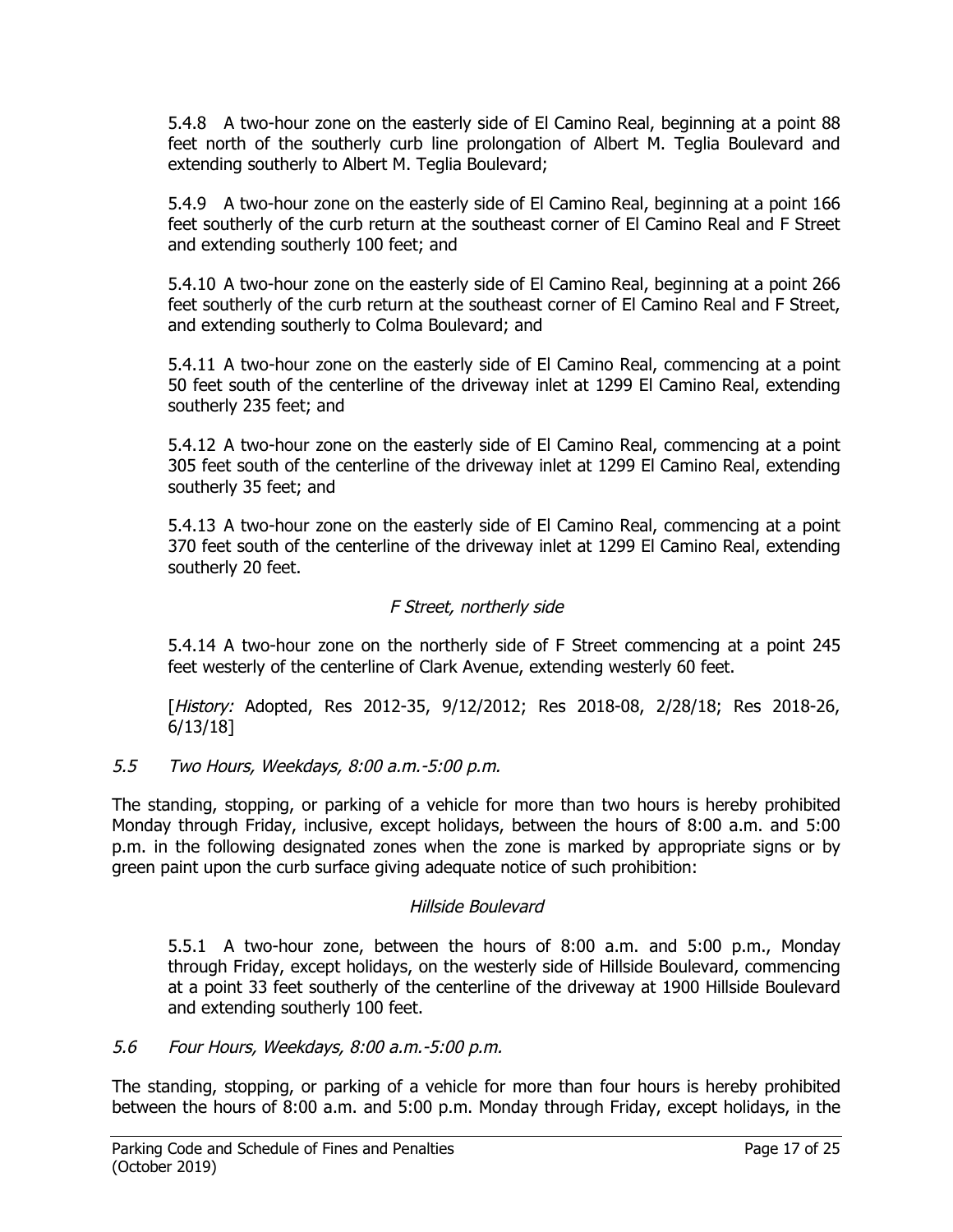5.4.8 A two-hour zone on the easterly side of El Camino Real, beginning at a point 88 feet north of the southerly curb line prolongation of Albert M. Teglia Boulevard and extending southerly to Albert M. Teglia Boulevard;

5.4.9 A two-hour zone on the easterly side of El Camino Real, beginning at a point 166 feet southerly of the curb return at the southeast corner of El Camino Real and F Street and extending southerly 100 feet; and

5.4.10 A two-hour zone on the easterly side of El Camino Real, beginning at a point 266 feet southerly of the curb return at the southeast corner of El Camino Real and F Street, and extending southerly to Colma Boulevard; and

5.4.11 A two-hour zone on the easterly side of El Camino Real, commencing at a point 50 feet south of the centerline of the driveway inlet at 1299 El Camino Real, extending southerly 235 feet; and

5.4.12 A two-hour zone on the easterly side of El Camino Real, commencing at a point 305 feet south of the centerline of the driveway inlet at 1299 El Camino Real, extending southerly 35 feet; and

5.4.13 A two-hour zone on the easterly side of El Camino Real, commencing at a point 370 feet south of the centerline of the driveway inlet at 1299 El Camino Real, extending southerly 20 feet.

*F Street, northerly side*

5.4.14 A two-hour zone on the northerly side of F Street commencing at a point 245 feet westerly of the centerline of Clark Avenue, extending westerly 60 feet.

[*History:* Adopted, Res 2012-35, 9/12/2012; Res 2018-08, 2/28/18; Res 2018-26, 6/13/18]

### *5.5 Two Hours, Weekdays, 8:00 a.m.-5:00 p.m.*

The standing, stopping, or parking of a vehicle for more than two hours is hereby prohibited Monday through Friday, inclusive, except holidays, between the hours of 8:00 a.m. and 5:00 p.m. in the following designated zones when the zone is marked by appropriate signs or by green paint upon the curb surface giving adequate notice of such prohibition:

*Hillside Boulevard*

5.5.1 A two-hour zone, between the hours of 8:00 a.m. and 5:00 p.m., Monday through Friday, except holidays, on the westerly side of Hillside Boulevard, commencing at a point 33 feet southerly of the centerline of the driveway at 1900 Hillside Boulevard and extending southerly 100 feet.

### *5.6 Four Hours, Weekdays, 8:00 a.m.-5:00 p.m.*

The standing, stopping, or parking of a vehicle for more than four hours is hereby prohibited between the hours of 8:00 a.m. and 5:00 p.m. Monday through Friday, except holidays, in the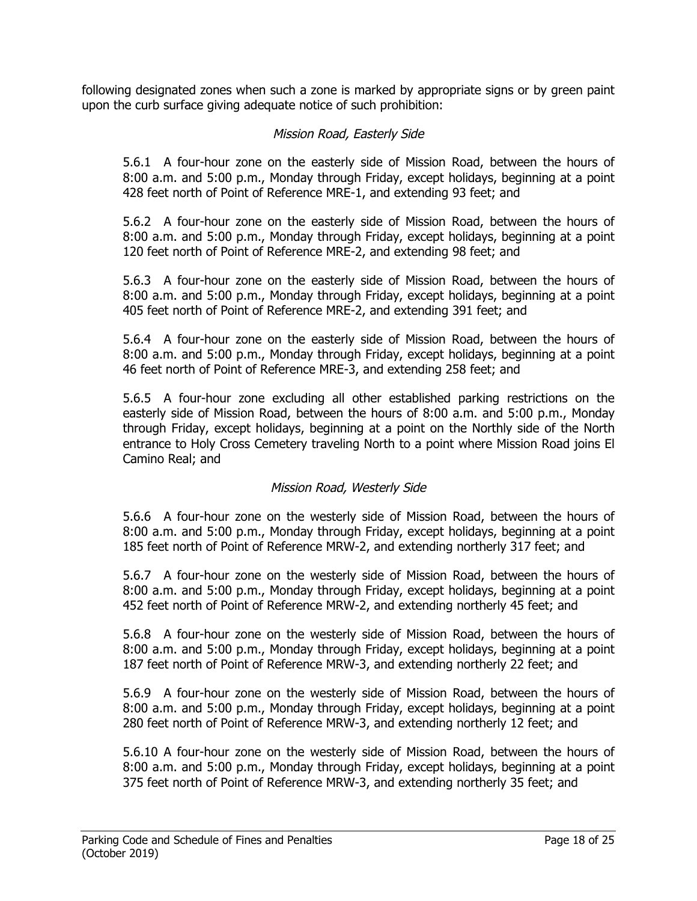following designated zones when such a zone is marked by appropriate signs or by green paint upon the curb surface giving adequate notice of such prohibition:

*Mission Road, Easterly Side*

5.6.1 A four-hour zone on the easterly side of Mission Road, between the hours of 8:00 a.m. and 5:00 p.m., Monday through Friday, except holidays, beginning at a point 428 feet north of Point of Reference MRE-1, and extending 93 feet; and

5.6.2 A four-hour zone on the easterly side of Mission Road, between the hours of 8:00 a.m. and 5:00 p.m., Monday through Friday, except holidays, beginning at a point 120 feet north of Point of Reference MRE-2, and extending 98 feet; and

5.6.3 A four-hour zone on the easterly side of Mission Road, between the hours of 8:00 a.m. and 5:00 p.m., Monday through Friday, except holidays, beginning at a point 405 feet north of Point of Reference MRE-2, and extending 391 feet; and

5.6.4 A four-hour zone on the easterly side of Mission Road, between the hours of 8:00 a.m. and 5:00 p.m., Monday through Friday, except holidays, beginning at a point 46 feet north of Point of Reference MRE-3, and extending 258 feet; and

5.6.5 A four-hour zone excluding all other established parking restrictions on the easterly side of Mission Road, between the hours of 8:00 a.m. and 5:00 p.m., Monday through Friday, except holidays, beginning at a point on the Northly side of the North entrance to Holy Cross Cemetery traveling North to a point where Mission Road joins El Camino Real; and

*Mission Road, Westerly Side*

5.6.6 A four-hour zone on the westerly side of Mission Road, between the hours of 8:00 a.m. and 5:00 p.m., Monday through Friday, except holidays, beginning at a point 185 feet north of Point of Reference MRW-2, and extending northerly 317 feet; and

5.6.7 A four-hour zone on the westerly side of Mission Road, between the hours of 8:00 a.m. and 5:00 p.m., Monday through Friday, except holidays, beginning at a point 452 feet north of Point of Reference MRW-2, and extending northerly 45 feet; and

5.6.8 A four-hour zone on the westerly side of Mission Road, between the hours of 8:00 a.m. and 5:00 p.m., Monday through Friday, except holidays, beginning at a point 187 feet north of Point of Reference MRW-3, and extending northerly 22 feet; and

5.6.9 A four-hour zone on the westerly side of Mission Road, between the hours of 8:00 a.m. and 5:00 p.m., Monday through Friday, except holidays, beginning at a point 280 feet north of Point of Reference MRW-3, and extending northerly 12 feet; and

5.6.10 A four-hour zone on the westerly side of Mission Road, between the hours of 8:00 a.m. and 5:00 p.m., Monday through Friday, except holidays, beginning at a point 375 feet north of Point of Reference MRW-3, and extending northerly 35 feet; and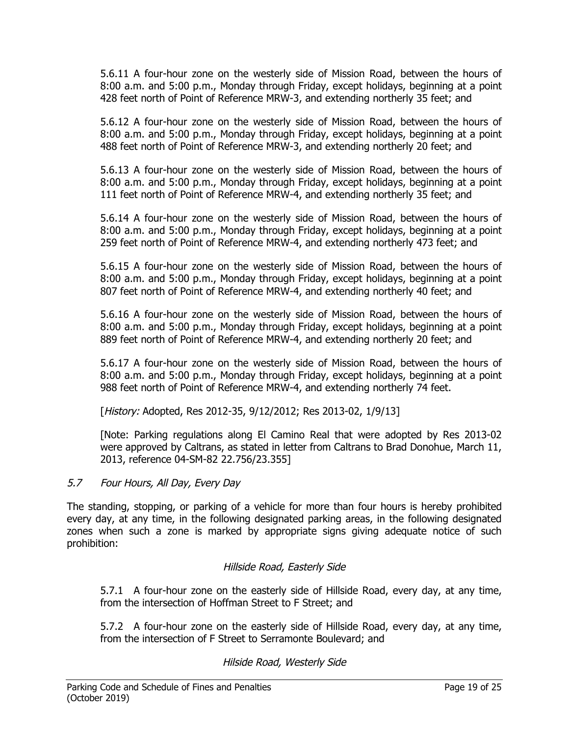5.6.11 A four-hour zone on the westerly side of Mission Road, between the hours of 8:00 a.m. and 5:00 p.m., Monday through Friday, except holidays, beginning at a point 428 feet north of Point of Reference MRW-3, and extending northerly 35 feet; and

5.6.12 A four-hour zone on the westerly side of Mission Road, between the hours of 8:00 a.m. and 5:00 p.m., Monday through Friday, except holidays, beginning at a point 488 feet north of Point of Reference MRW-3, and extending northerly 20 feet; and

5.6.13 A four-hour zone on the westerly side of Mission Road, between the hours of 8:00 a.m. and 5:00 p.m., Monday through Friday, except holidays, beginning at a point 111 feet north of Point of Reference MRW-4, and extending northerly 35 feet; and

5.6.14 A four-hour zone on the westerly side of Mission Road, between the hours of 8:00 a.m. and 5:00 p.m., Monday through Friday, except holidays, beginning at a point 259 feet north of Point of Reference MRW-4, and extending northerly 473 feet; and

5.6.15 A four-hour zone on the westerly side of Mission Road, between the hours of 8:00 a.m. and 5:00 p.m., Monday through Friday, except holidays, beginning at a point 807 feet north of Point of Reference MRW-4, and extending northerly 40 feet; and

5.6.16 A four-hour zone on the westerly side of Mission Road, between the hours of 8:00 a.m. and 5:00 p.m., Monday through Friday, except holidays, beginning at a point 889 feet north of Point of Reference MRW-4, and extending northerly 20 feet; and

5.6.17 A four-hour zone on the westerly side of Mission Road, between the hours of 8:00 a.m. and 5:00 p.m., Monday through Friday, except holidays, beginning at a point 988 feet north of Point of Reference MRW-4, and extending northerly 74 feet.

[*History:* Adopted, Res 2012-35, 9/12/2012; Res 2013-02, 1/9/13]

[Note: Parking regulations along El Camino Real that were adopted by Res 2013-02 were approved by Caltrans, as stated in letter from Caltrans to Brad Donohue, March 11, 2013, reference 04-SM-82 22.756/23.355]

### *5.7 Four Hours, All Day, Every Day*

The standing, stopping, or parking of a vehicle for more than four hours is hereby prohibited every day, at any time, in the following designated parking areas, in the following designated zones when such a zone is marked by appropriate signs giving adequate notice of such prohibition:

*Hillside Road, Easterly Side*

5.7.1 A four-hour zone on the easterly side of Hillside Road, every day, at any time, from the intersection of Hoffman Street to F Street; and

5.7.2 A four-hour zone on the easterly side of Hillside Road, every day, at any time, from the intersection of F Street to Serramonte Boulevard; and

*Hilside Road, Westerly Side*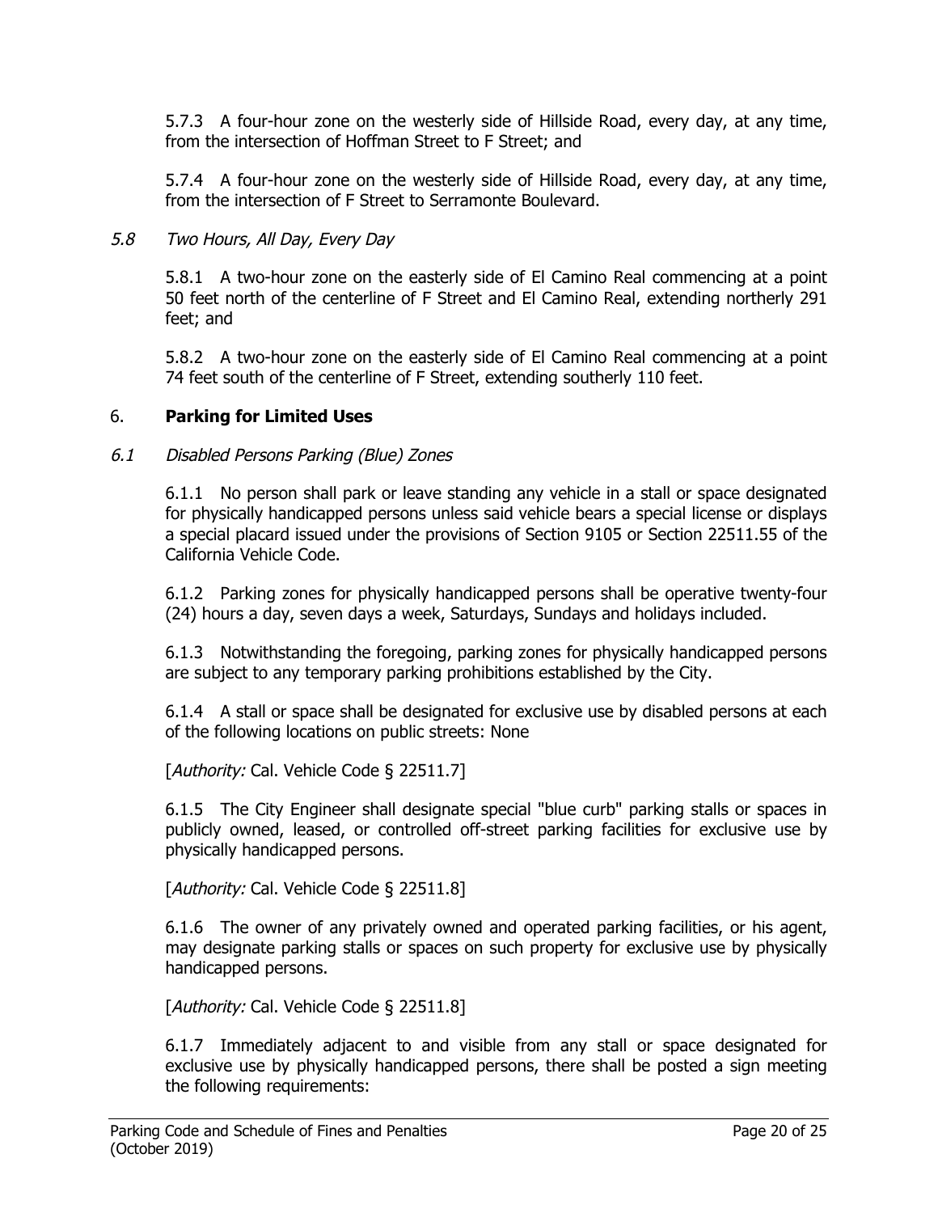5.7.3 A four-hour zone on the westerly side of Hillside Road, every day, at any time, from the intersection of Hoffman Street to F Street; and

5.7.4 A four-hour zone on the westerly side of Hillside Road, every day, at any time, from the intersection of F Street to Serramonte Boulevard.

### *5.8 Two Hours, All Day, Every Day*

5.8.1 A two-hour zone on the easterly side of El Camino Real commencing at a point 50 feet north of the centerline of F Street and El Camino Real, extending northerly 291 feet; and

5.8.2 A two-hour zone on the easterly side of El Camino Real commencing at a point 74 feet south of the centerline of F Street, extending southerly 110 feet.

## 6. **Parking for Limited Uses**

### *6.1 Disabled Persons Parking (Blue) Zones*

6.1.1 No person shall park or leave standing any vehicle in a stall or space designated for physically handicapped persons unless said vehicle bears a special license or displays a special placard issued under the provisions of Section 9105 or Section 22511.55 of the California Vehicle Code.

6.1.2 Parking zones for physically handicapped persons shall be operative twenty-four (24) hours a day, seven days a week, Saturdays, Sundays and holidays included.

6.1.3 Notwithstanding the foregoing, parking zones for physically handicapped persons are subject to any temporary parking prohibitions established by the City.

6.1.4 A stall or space shall be designated for exclusive use by disabled persons at each of the following locations on public streets: None

[*Authority:* Cal. Vehicle Code § 22511.7]

6.1.5 The City Engineer shall designate special "blue curb" parking stalls or spaces in publicly owned, leased, or controlled off-street parking facilities for exclusive use by physically handicapped persons.

[*Authority:* Cal. Vehicle Code § 22511.8]

6.1.6 The owner of any privately owned and operated parking facilities, or his agent, may designate parking stalls or spaces on such property for exclusive use by physically handicapped persons.

[*Authority:* Cal. Vehicle Code § 22511.8]

6.1.7 Immediately adjacent to and visible from any stall or space designated for exclusive use by physically handicapped persons, there shall be posted a sign meeting the following requirements: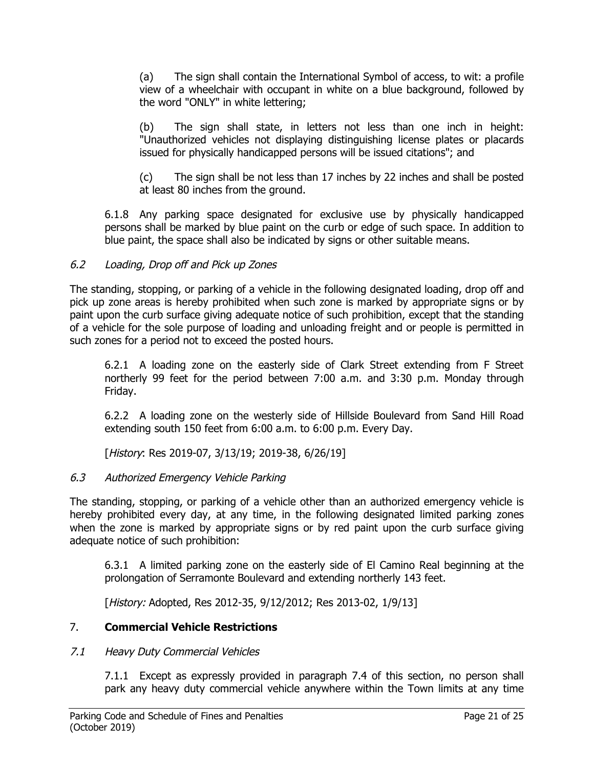(a) The sign shall contain the International Symbol of access, to wit: a profile view of a wheelchair with occupant in white on a blue background, followed by the word "ONLY" in white lettering;

(b) The sign shall state, in letters not less than one inch in height: "Unauthorized vehicles not displaying distinguishing license plates or placards issued for physically handicapped persons will be issued citations"; and

(c) The sign shall be not less than 17 inches by 22 inches and shall be posted at least 80 inches from the ground.

6.1.8 Any parking space designated for exclusive use by physically handicapped persons shall be marked by blue paint on the curb or edge of such space. In addition to blue paint, the space shall also be indicated by signs or other suitable means.

### *6.2 Loading, Drop off and Pick up Zones*

The standing, stopping, or parking of a vehicle in the following designated loading, drop off and pick up zone areas is hereby prohibited when such zone is marked by appropriate signs or by paint upon the curb surface giving adequate notice of such prohibition, except that the standing of a vehicle for the sole purpose of loading and unloading freight and or people is permitted in such zones for a period not to exceed the posted hours.

6.2.1 A loading zone on the easterly side of Clark Street extending from F Street northerly 99 feet for the period between 7:00 a.m. and 3:30 p.m. Monday through Friday.

6.2.2 A loading zone on the westerly side of Hillside Boulevard from Sand Hill Road extending south 150 feet from 6:00 a.m. to 6:00 p.m. Every Day.

[*History*: Res 2019-07, 3/13/19; 2019-38, 6/26/19]

### *6.3 Authorized Emergency Vehicle Parking*

The standing, stopping, or parking of a vehicle other than an authorized emergency vehicle is hereby prohibited every day, at any time, in the following designated limited parking zones when the zone is marked by appropriate signs or by red paint upon the curb surface giving adequate notice of such prohibition:

6.3.1 A limited parking zone on the easterly side of El Camino Real beginning at the prolongation of Serramonte Boulevard and extending northerly 143 feet.

[*History:* Adopted, Res 2012-35, 9/12/2012; Res 2013-02, 1/9/13]

## 7. **Commercial Vehicle Restrictions**

### *7.1 Heavy Duty Commercial Vehicles*

7.1.1 Except as expressly provided in paragraph 7.4 of this section, no person shall park any heavy duty commercial vehicle anywhere within the Town limits at any time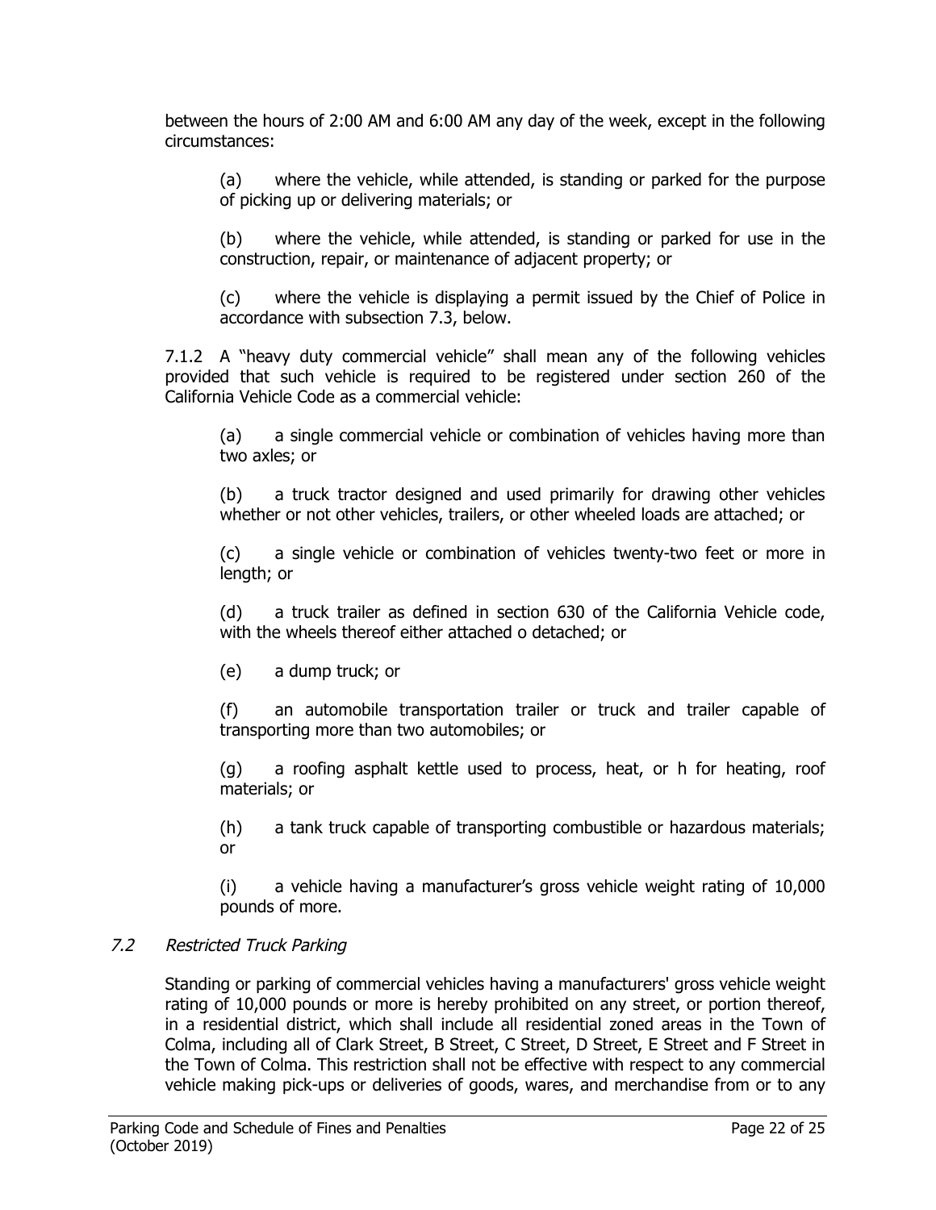between the hours of 2:00 AM and 6:00 AM any day of the week, except in the following circumstances:

(a) where the vehicle, while attended, is standing or parked for the purpose of picking up or delivering materials; or

(b) where the vehicle, while attended, is standing or parked for use in the construction, repair, or maintenance of adjacent property; or

(c) where the vehicle is displaying a permit issued by the Chief of Police in accordance with subsection 7.3, below.

7.1.2 A "heavy duty commercial vehicle" shall mean any of the following vehicles provided that such vehicle is required to be registered under section 260 of the California Vehicle Code as a commercial vehicle:

(a) a single commercial vehicle or combination of vehicles having more than two axles; or

(b) a truck tractor designed and used primarily for drawing other vehicles whether or not other vehicles, trailers, or other wheeled loads are attached; or

(c) a single vehicle or combination of vehicles twenty-two feet or more in length; or

(d) a truck trailer as defined in section 630 of the California Vehicle code, with the wheels thereof either attached o detached; or

(e) a dump truck; or

(f) an automobile transportation trailer or truck and trailer capable of transporting more than two automobiles; or

(g) a roofing asphalt kettle used to process, heat, or h for heating, roof materials; or

(h) a tank truck capable of transporting combustible or hazardous materials; or

(i) a vehicle having a manufacturer's gross vehicle weight rating of 10,000 pounds of more.

### *7.2 Restricted Truck Parking*

Standing or parking of commercial vehicles having a manufacturers' gross vehicle weight rating of 10,000 pounds or more is hereby prohibited on any street, or portion thereof, in a residential district, which shall include all residential zoned areas in the Town of Colma, including all of Clark Street, B Street, C Street, D Street, E Street and F Street in the Town of Colma. This restriction shall not be effective with respect to any commercial vehicle making pick-ups or deliveries of goods, wares, and merchandise from or to any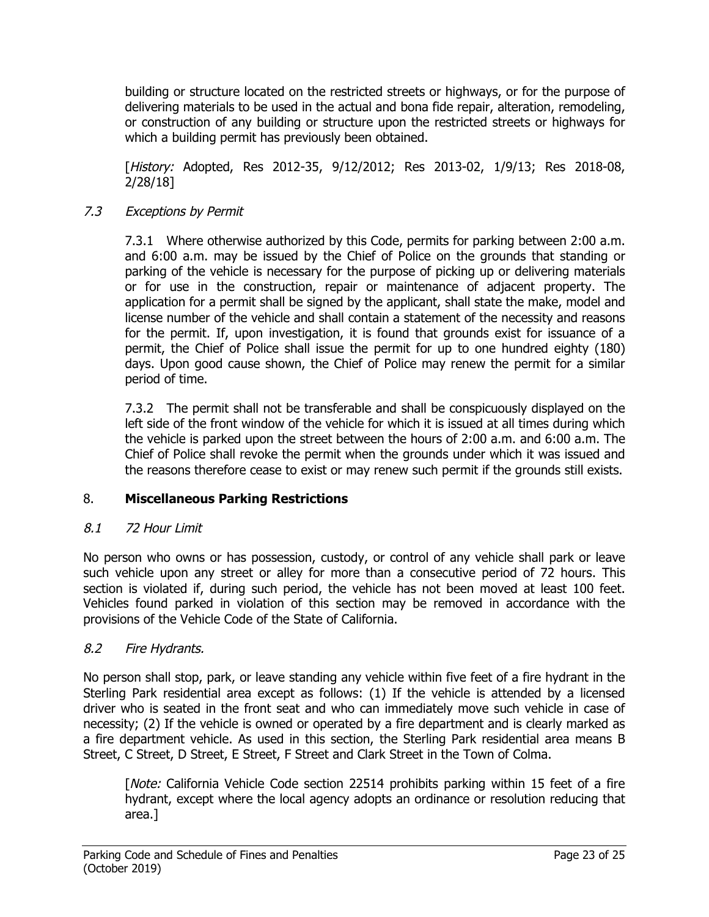building or structure located on the restricted streets or highways, or for the purpose of delivering materials to be used in the actual and bona fide repair, alteration, remodeling, or construction of any building or structure upon the restricted streets or highways for which a building permit has previously been obtained.

[*History:* Adopted, Res 2012-35, 9/12/2012; Res 2013-02, 1/9/13; Res 2018-08, 2/28/18]

### *7.3 Exceptions by Permit*

7.3.1 Where otherwise authorized by this Code, permits for parking between 2:00 a.m. and 6:00 a.m. may be issued by the Chief of Police on the grounds that standing or parking of the vehicle is necessary for the purpose of picking up or delivering materials or for use in the construction, repair or maintenance of adjacent property. The application for a permit shall be signed by the applicant, shall state the make, model and license number of the vehicle and shall contain a statement of the necessity and reasons for the permit. If, upon investigation, it is found that grounds exist for issuance of a permit, the Chief of Police shall issue the permit for up to one hundred eighty (180) days. Upon good cause shown, the Chief of Police may renew the permit for a similar period of time.

7.3.2 The permit shall not be transferable and shall be conspicuously displayed on the left side of the front window of the vehicle for which it is issued at all times during which the vehicle is parked upon the street between the hours of 2:00 a.m. and 6:00 a.m. The Chief of Police shall revoke the permit when the grounds under which it was issued and the reasons therefore cease to exist or may renew such permit if the grounds still exists.

## 8. **Miscellaneous Parking Restrictions**

### *8.1 72 Hour Limit*

No person who owns or has possession, custody, or control of any vehicle shall park or leave such vehicle upon any street or alley for more than a consecutive period of 72 hours. This section is violated if, during such period, the vehicle has not been moved at least 100 feet. Vehicles found parked in violation of this section may be removed in accordance with the provisions of the Vehicle Code of the State of California.

### *8.2 Fire Hydrants.*

No person shall stop, park, or leave standing any vehicle within five feet of a fire hydrant in the Sterling Park residential area except as follows: (1) If the vehicle is attended by a licensed driver who is seated in the front seat and who can immediately move such vehicle in case of necessity; (2) If the vehicle is owned or operated by a fire department and is clearly marked as a fire department vehicle. As used in this section, the Sterling Park residential area means B Street, C Street, D Street, E Street, F Street and Clark Street in the Town of Colma.

[*Note:* California Vehicle Code section 22514 prohibits parking within 15 feet of a fire hydrant, except where the local agency adopts an ordinance or resolution reducing that area.]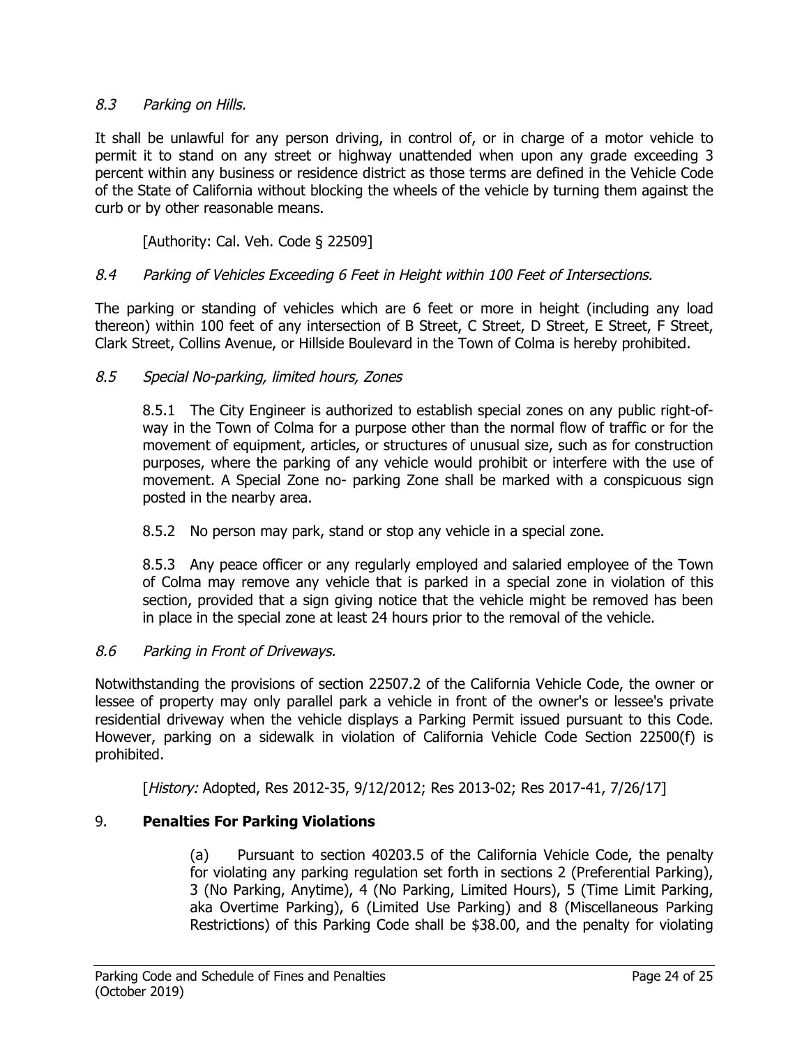### *8.3 Parking on Hills.*

It shall be unlawful for any person driving, in control of, or in charge of a motor vehicle to permit it to stand on any street or highway unattended when upon any grade exceeding 3 percent within any business or residence district as those terms are defined in the Vehicle Code of the State of California without blocking the wheels of the vehicle by turning them against the curb or by other reasonable means.

[Authority: Cal. Veh. Code § 22509]

### *8.4 Parking of Vehicles Exceeding 6 Feet in Height within 100 Feet of Intersections.*

The parking or standing of vehicles which are 6 feet or more in height (including any load thereon) within 100 feet of any intersection of B Street, C Street, D Street, E Street, F Street, Clark Street, Collins Avenue, or Hillside Boulevard in the Town of Colma is hereby prohibited.

### *8.5 Special No-parking, limited hours, Zones*

8.5.1 The City Engineer is authorized to establish special zones on any public right-of-way in the Town of Colma for a purpose other than the normal flow of traffic or for the movement of equipment, articles, or structures of unusual size, such as for construction purposes, where the parking of any vehicle would prohibit or interfere with the use of movement. A Special Zone no- parking Zone shall be marked with a conspicuous sign posted in the nearby area.

8.5.2 No person may park, stand or stop any vehicle in a special zone.

8.5.3 Any peace officer or any regularly employed and salaried employee of the Town of Colma may remove any vehicle that is parked in a special zone in violation of this section, provided that a sign giving notice that the vehicle might be removed has been in place in the special zone at least 24 hours prior to the removal of the vehicle.

### *8.6 Parking in Front of Driveways.*

Notwithstanding the provisions of section 22507.2 of the California Vehicle Code, the owner or lessee of property may only parallel park a vehicle in front of the owner's or lessee's private residential driveway when the vehicle displays a Parking Permit issued pursuant to this Code. However, parking on a sidewalk in violation of California Vehicle Code Section 22500(f) is prohibited.

[*History:* Adopted, Res 2012-35, 9/12/2012; Res 2013-02; Res 2017-41, 7/26/17]

## 9. **Penalties For Parking Violations**

(a) Pursuant to section 40203.5 of the California Vehicle Code, the penalty for violating any parking regulation set forth in sections 2 (Preferential Parking), 3 (No Parking, Anytime), 4 (No Parking, Limited Hours), 5 (Time Limit Parking, aka Overtime Parking), 6 (Limited Use Parking) and 8 (Miscellaneous Parking Restrictions) of this Parking Code shall be $38.00, and the penalty for violating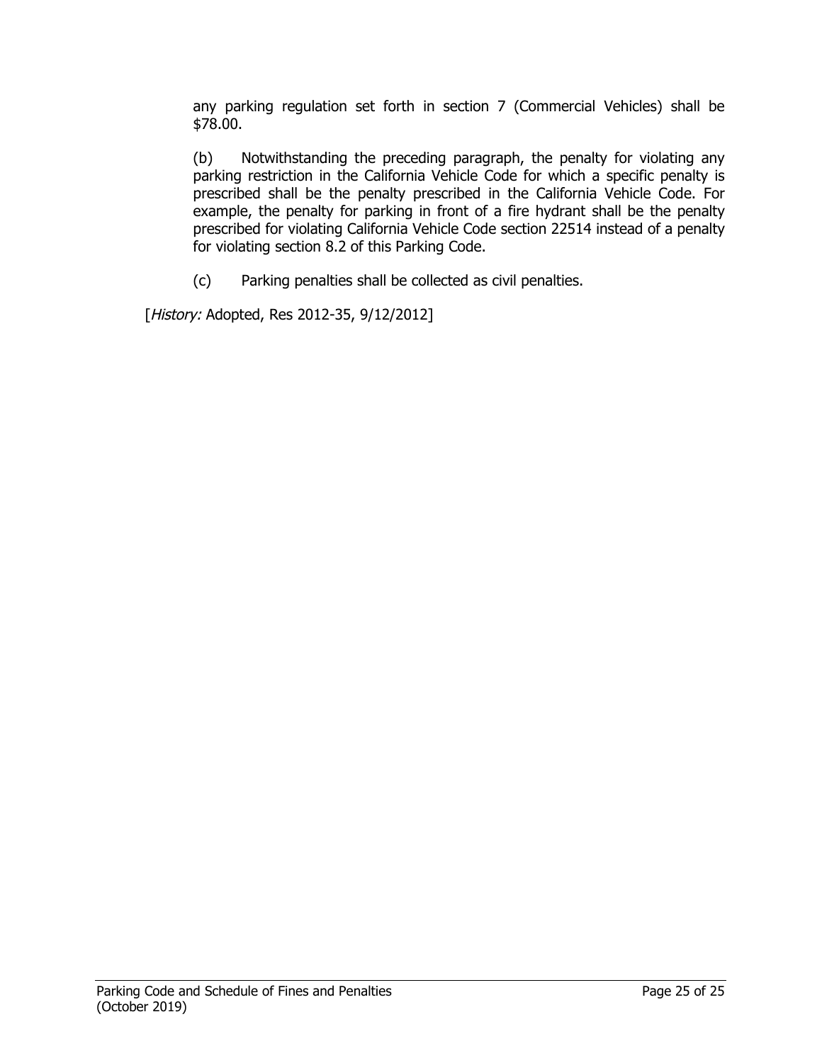any parking regulation set forth in section 7 (Commercial Vehicles) shall be $78.00.

(b) Notwithstanding the preceding paragraph, the penalty for violating any parking restriction in the California Vehicle Code for which a specific penalty is prescribed shall be the penalty prescribed in the California Vehicle Code. For example, the penalty for parking in front of a fire hydrant shall be the penalty prescribed for violating California Vehicle Code section 22514 instead of a penalty for violating section 8.2 of this Parking Code.

(c) Parking penalties shall be collected as civil penalties.

[*History:* Adopted, Res 2012-35, 9/12/2012]